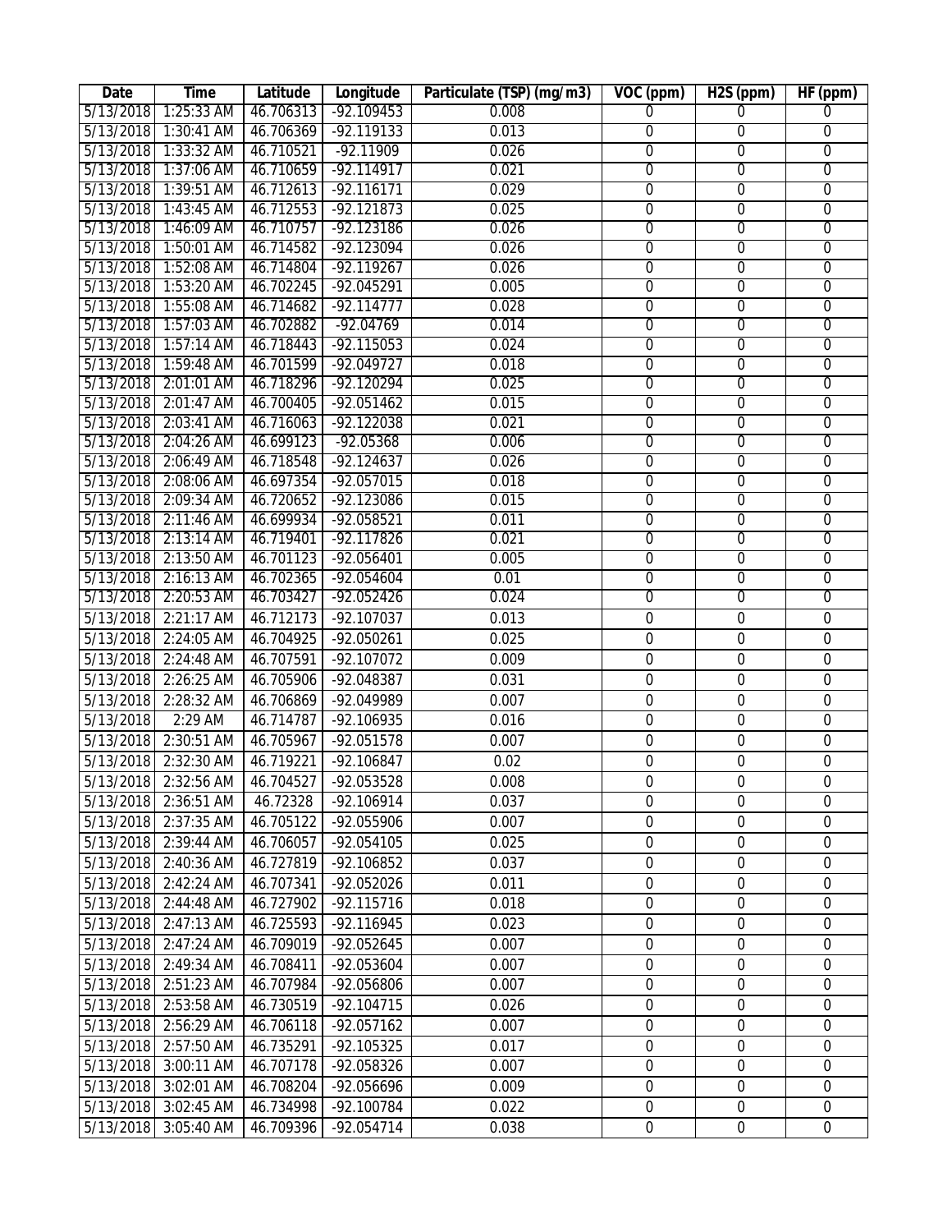| Date | Time | Latitude | Longitude | Particulate (TSP) (mg/m3) | VOC (ppm) | H2S (ppm) | HF (ppm) |
|---|---|---|---|---|---|---|---|
| 5/13/2018 | 1:25:33 AM | 46.706313 | -92.109453 | 0.008 | 0 | 0 | 0 |
| 5/13/2018 | 1:30:41 AM | 46.706369 | -92.119133 | 0.013 | 0 | 0 | 0 |
| 5/13/2018 | 1:33:32 AM | 46.710521 | -92.11909 | 0.026 | 0 | 0 | 0 |
| 5/13/2018 | 1:37:06 AM | 46.710659 | -92.114917 | 0.021 | 0 | 0 | 0 |
| 5/13/2018 | 1:39:51 AM | 46.712613 | -92.116171 | 0.029 | 0 | 0 | 0 |
| 5/13/2018 | 1:43:45 AM | 46.712553 | -92.121873 | 0.025 | 0 | 0 | 0 |
| 5/13/2018 | 1:46:09 AM | 46.710757 | -92.123186 | 0.026 | 0 | 0 | 0 |
| 5/13/2018 | 1:50:01 AM | 46.714582 | -92.123094 | 0.026 | 0 | 0 | 0 |
| 5/13/2018 | 1:52:08 AM | 46.714804 | -92.119267 | 0.026 | 0 | 0 | 0 |
| 5/13/2018 | 1:53:20 AM | 46.702245 | -92.045291 | 0.005 | 0 | 0 | 0 |
| 5/13/2018 | 1:55:08 AM | 46.714682 | -92.114777 | 0.028 | 0 | 0 | 0 |
| 5/13/2018 | 1:57:03 AM | 46.702882 | -92.04769 | 0.014 | 0 | 0 | 0 |
| 5/13/2018 | 1:57:14 AM | 46.718443 | -92.115053 | 0.024 | 0 | 0 | 0 |
| 5/13/2018 | 1:59:48 AM | 46.701599 | -92.049727 | 0.018 | 0 | 0 | 0 |
| 5/13/2018 | 2:01:01 AM | 46.718296 | -92.120294 | 0.025 | 0 | 0 | 0 |
| 5/13/2018 | 2:01:47 AM | 46.700405 | -92.051462 | 0.015 | 0 | 0 | 0 |
| 5/13/2018 | 2:03:41 AM | 46.716063 | -92.122038 | 0.021 | 0 | 0 | 0 |
| 5/13/2018 | 2:04:26 AM | 46.699123 | -92.05368 | 0.006 | 0 | 0 | 0 |
| 5/13/2018 | 2:06:49 AM | 46.718548 | -92.124637 | 0.026 | 0 | 0 | 0 |
| 5/13/2018 | 2:08:06 AM | 46.697354 | -92.057015 | 0.018 | 0 | 0 | 0 |
| 5/13/2018 | 2:09:34 AM | 46.720652 | -92.123086 | 0.015 | 0 | 0 | 0 |
| 5/13/2018 | 2:11:46 AM | 46.699934 | -92.058521 | 0.011 | 0 | 0 | 0 |
| 5/13/2018 | 2:13:14 AM | 46.719401 | -92.117826 | 0.021 | 0 | 0 | 0 |
| 5/13/2018 | 2:13:50 AM | 46.701123 | -92.056401 | 0.005 | 0 | 0 | 0 |
| 5/13/2018 | 2:16:13 AM | 46.702365 | -92.054604 | 0.01 | 0 | 0 | 0 |
| 5/13/2018 | 2:20:53 AM | 46.703427 | -92.052426 | 0.024 | 0 | 0 | 0 |
| 5/13/2018 | 2:21:17 AM | 46.712173 | -92.107037 | 0.013 | 0 | 0 | 0 |
| 5/13/2018 | 2:24:05 AM | 46.704925 | -92.050261 | 0.025 | 0 | 0 | 0 |
| 5/13/2018 | 2:24:48 AM | 46.707591 | -92.107072 | 0.009 | 0 | 0 | 0 |
| 5/13/2018 | 2:26:25 AM | 46.705906 | -92.048387 | 0.031 | 0 | 0 | 0 |
| 5/13/2018 | 2:28:32 AM | 46.706869 | -92.049989 | 0.007 | 0 | 0 | 0 |
| 5/13/2018 | 2:29 AM | 46.714787 | -92.106935 | 0.016 | 0 | 0 | 0 |
| 5/13/2018 | 2:30:51 AM | 46.705967 | -92.051578 | 0.007 | 0 | 0 | 0 |
| 5/13/2018 | 2:32:30 AM | 46.719221 | -92.106847 | 0.02 | 0 | 0 | 0 |
| 5/13/2018 | 2:32:56 AM | 46.704527 | -92.053528 | 0.008 | 0 | 0 | 0 |
| 5/13/2018 | 2:36:51 AM | 46.72328 | -92.106914 | 0.037 | 0 | 0 | 0 |
| 5/13/2018 | 2:37:35 AM | 46.705122 | -92.055906 | 0.007 | 0 | 0 | 0 |
| 5/13/2018 | 2:39:44 AM | 46.706057 | -92.054105 | 0.025 | 0 | 0 | 0 |
| 5/13/2018 | 2:40:36 AM | 46.727819 | -92.106852 | 0.037 | 0 | 0 | 0 |
| 5/13/2018 | 2:42:24 AM | 46.707341 | -92.052026 | 0.011 | 0 | 0 | 0 |
| 5/13/2018 | 2:44:48 AM | 46.727902 | -92.115716 | 0.018 | 0 | 0 | 0 |
| 5/13/2018 | 2:47:13 AM | 46.725593 | -92.116945 | 0.023 | 0 | 0 | 0 |
| 5/13/2018 | 2:47:24 AM | 46.709019 | -92.052645 | 0.007 | 0 | 0 | 0 |
| 5/13/2018 | 2:49:34 AM | 46.708411 | -92.053604 | 0.007 | 0 | 0 | 0 |
| 5/13/2018 | 2:51:23 AM | 46.707984 | -92.056806 | 0.007 | 0 | 0 | 0 |
| 5/13/2018 | 2:53:58 AM | 46.730519 | -92.104715 | 0.026 | 0 | 0 | 0 |
| 5/13/2018 | 2:56:29 AM | 46.706118 | -92.057162 | 0.007 | 0 | 0 | 0 |
| 5/13/2018 | 2:57:50 AM | 46.735291 | -92.105325 | 0.017 | 0 | 0 | 0 |
| 5/13/2018 | 3:00:11 AM | 46.707178 | -92.058326 | 0.007 | 0 | 0 | 0 |
| 5/13/2018 | 3:02:01 AM | 46.708204 | -92.056696 | 0.009 | 0 | 0 | 0 |
| 5/13/2018 | 3:02:45 AM | 46.734998 | -92.100784 | 0.022 | 0 | 0 | 0 |
| 5/13/2018 | 3:05:40 AM | 46.709396 | -92.054714 | 0.038 | 0 | 0 | 0 |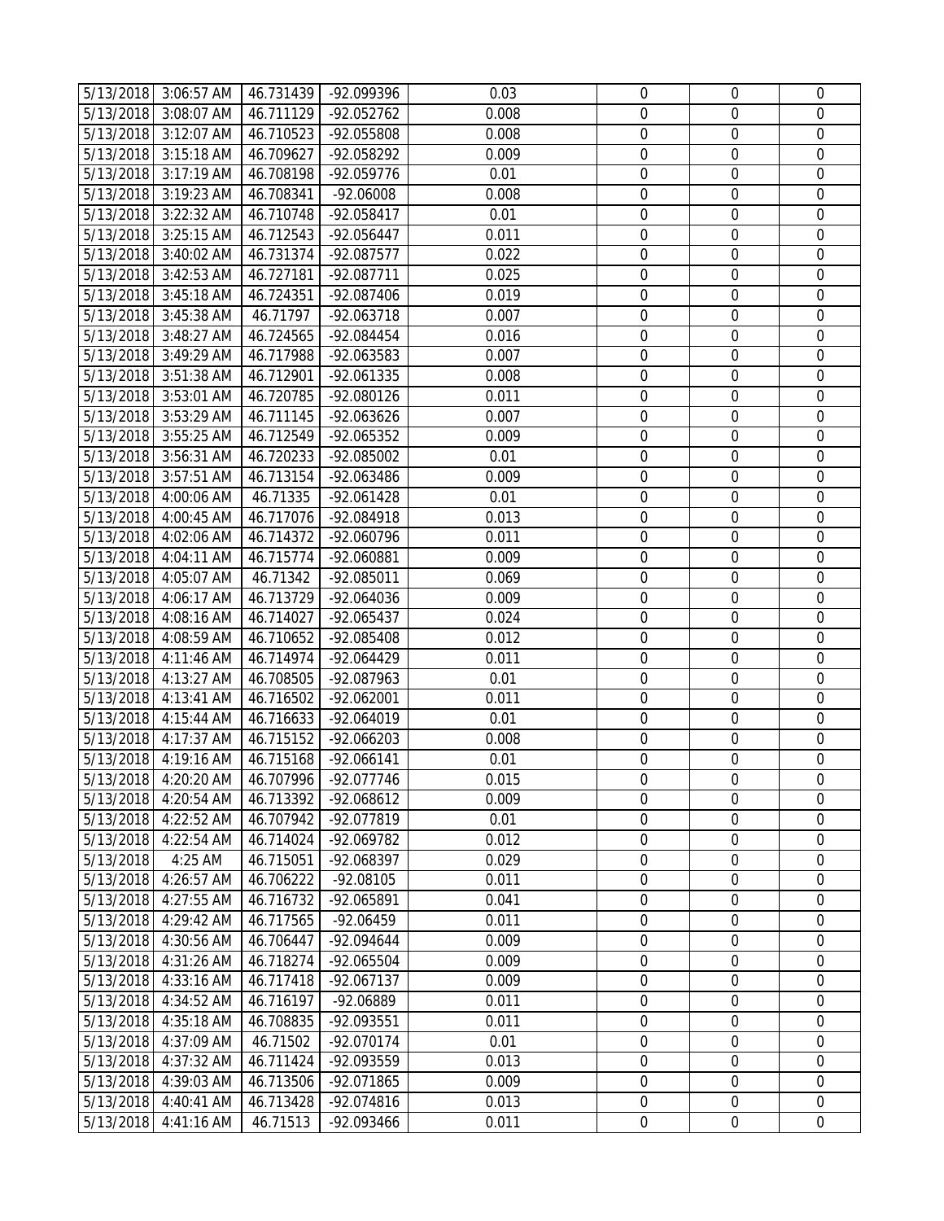| | | | | | | | |
|---|---|---|---|---|---|---|---|
| 5/13/2018 | 3:06:57 AM | 46.731439 | -92.099396 | 0.03 | 0 | 0 | 0 |
| 5/13/2018 | 3:08:07 AM | 46.711129 | -92.052762 | 0.008 | 0 | 0 | 0 |
| 5/13/2018 | 3:12:07 AM | 46.710523 | -92.055808 | 0.008 | 0 | 0 | 0 |
| 5/13/2018 | 3:15:18 AM | 46.709627 | -92.058292 | 0.009 | 0 | 0 | 0 |
| 5/13/2018 | 3:17:19 AM | 46.708198 | -92.059776 | 0.01 | 0 | 0 | 0 |
| 5/13/2018 | 3:19:23 AM | 46.708341 | -92.06008 | 0.008 | 0 | 0 | 0 |
| 5/13/2018 | 3:22:32 AM | 46.710748 | -92.058417 | 0.01 | 0 | 0 | 0 |
| 5/13/2018 | 3:25:15 AM | 46.712543 | -92.056447 | 0.011 | 0 | 0 | 0 |
| 5/13/2018 | 3:40:02 AM | 46.731374 | -92.087577 | 0.022 | 0 | 0 | 0 |
| 5/13/2018 | 3:42:53 AM | 46.727181 | -92.087711 | 0.025 | 0 | 0 | 0 |
| 5/13/2018 | 3:45:18 AM | 46.724351 | -92.087406 | 0.019 | 0 | 0 | 0 |
| 5/13/2018 | 3:45:38 AM | 46.71797 | -92.063718 | 0.007 | 0 | 0 | 0 |
| 5/13/2018 | 3:48:27 AM | 46.724565 | -92.084454 | 0.016 | 0 | 0 | 0 |
| 5/13/2018 | 3:49:29 AM | 46.717988 | -92.063583 | 0.007 | 0 | 0 | 0 |
| 5/13/2018 | 3:51:38 AM | 46.712901 | -92.061335 | 0.008 | 0 | 0 | 0 |
| 5/13/2018 | 3:53:01 AM | 46.720785 | -92.080126 | 0.011 | 0 | 0 | 0 |
| 5/13/2018 | 3:53:29 AM | 46.711145 | -92.063626 | 0.007 | 0 | 0 | 0 |
| 5/13/2018 | 3:55:25 AM | 46.712549 | -92.065352 | 0.009 | 0 | 0 | 0 |
| 5/13/2018 | 3:56:31 AM | 46.720233 | -92.085002 | 0.01 | 0 | 0 | 0 |
| 5/13/2018 | 3:57:51 AM | 46.713154 | -92.063486 | 0.009 | 0 | 0 | 0 |
| 5/13/2018 | 4:00:06 AM | 46.71335 | -92.061428 | 0.01 | 0 | 0 | 0 |
| 5/13/2018 | 4:00:45 AM | 46.717076 | -92.084918 | 0.013 | 0 | 0 | 0 |
| 5/13/2018 | 4:02:06 AM | 46.714372 | -92.060796 | 0.011 | 0 | 0 | 0 |
| 5/13/2018 | 4:04:11 AM | 46.715774 | -92.060881 | 0.009 | 0 | 0 | 0 |
| 5/13/2018 | 4:05:07 AM | 46.71342 | -92.085011 | 0.069 | 0 | 0 | 0 |
| 5/13/2018 | 4:06:17 AM | 46.713729 | -92.064036 | 0.009 | 0 | 0 | 0 |
| 5/13/2018 | 4:08:16 AM | 46.714027 | -92.065437 | 0.024 | 0 | 0 | 0 |
| 5/13/2018 | 4:08:59 AM | 46.710652 | -92.085408 | 0.012 | 0 | 0 | 0 |
| 5/13/2018 | 4:11:46 AM | 46.714974 | -92.064429 | 0.011 | 0 | 0 | 0 |
| 5/13/2018 | 4:13:27 AM | 46.708505 | -92.087963 | 0.01 | 0 | 0 | 0 |
| 5/13/2018 | 4:13:41 AM | 46.716502 | -92.062001 | 0.011 | 0 | 0 | 0 |
| 5/13/2018 | 4:15:44 AM | 46.716633 | -92.064019 | 0.01 | 0 | 0 | 0 |
| 5/13/2018 | 4:17:37 AM | 46.715152 | -92.066203 | 0.008 | 0 | 0 | 0 |
| 5/13/2018 | 4:19:16 AM | 46.715168 | -92.066141 | 0.01 | 0 | 0 | 0 |
| 5/13/2018 | 4:20:20 AM | 46.707996 | -92.077746 | 0.015 | 0 | 0 | 0 |
| 5/13/2018 | 4:20:54 AM | 46.713392 | -92.068612 | 0.009 | 0 | 0 | 0 |
| 5/13/2018 | 4:22:52 AM | 46.707942 | -92.077819 | 0.01 | 0 | 0 | 0 |
| 5/13/2018 | 4:22:54 AM | 46.714024 | -92.069782 | 0.012 | 0 | 0 | 0 |
| 5/13/2018 | 4:25 AM | 46.715051 | -92.068397 | 0.029 | 0 | 0 | 0 |
| 5/13/2018 | 4:26:57 AM | 46.706222 | -92.08105 | 0.011 | 0 | 0 | 0 |
| 5/13/2018 | 4:27:55 AM | 46.716732 | -92.065891 | 0.041 | 0 | 0 | 0 |
| 5/13/2018 | 4:29:42 AM | 46.717565 | -92.06459 | 0.011 | 0 | 0 | 0 |
| 5/13/2018 | 4:30:56 AM | 46.706447 | -92.094644 | 0.009 | 0 | 0 | 0 |
| 5/13/2018 | 4:31:26 AM | 46.718274 | -92.065504 | 0.009 | 0 | 0 | 0 |
| 5/13/2018 | 4:33:16 AM | 46.717418 | -92.067137 | 0.009 | 0 | 0 | 0 |
| 5/13/2018 | 4:34:52 AM | 46.716197 | -92.06889 | 0.011 | 0 | 0 | 0 |
| 5/13/2018 | 4:35:18 AM | 46.708835 | -92.093551 | 0.011 | 0 | 0 | 0 |
| 5/13/2018 | 4:37:09 AM | 46.71502 | -92.070174 | 0.01 | 0 | 0 | 0 |
| 5/13/2018 | 4:37:32 AM | 46.711424 | -92.093559 | 0.013 | 0 | 0 | 0 |
| 5/13/2018 | 4:39:03 AM | 46.713506 | -92.071865 | 0.009 | 0 | 0 | 0 |
| 5/13/2018 | 4:40:41 AM | 46.713428 | -92.074816 | 0.013 | 0 | 0 | 0 |
| 5/13/2018 | 4:41:16 AM | 46.71513 | -92.093466 | 0.011 | 0 | 0 | 0 |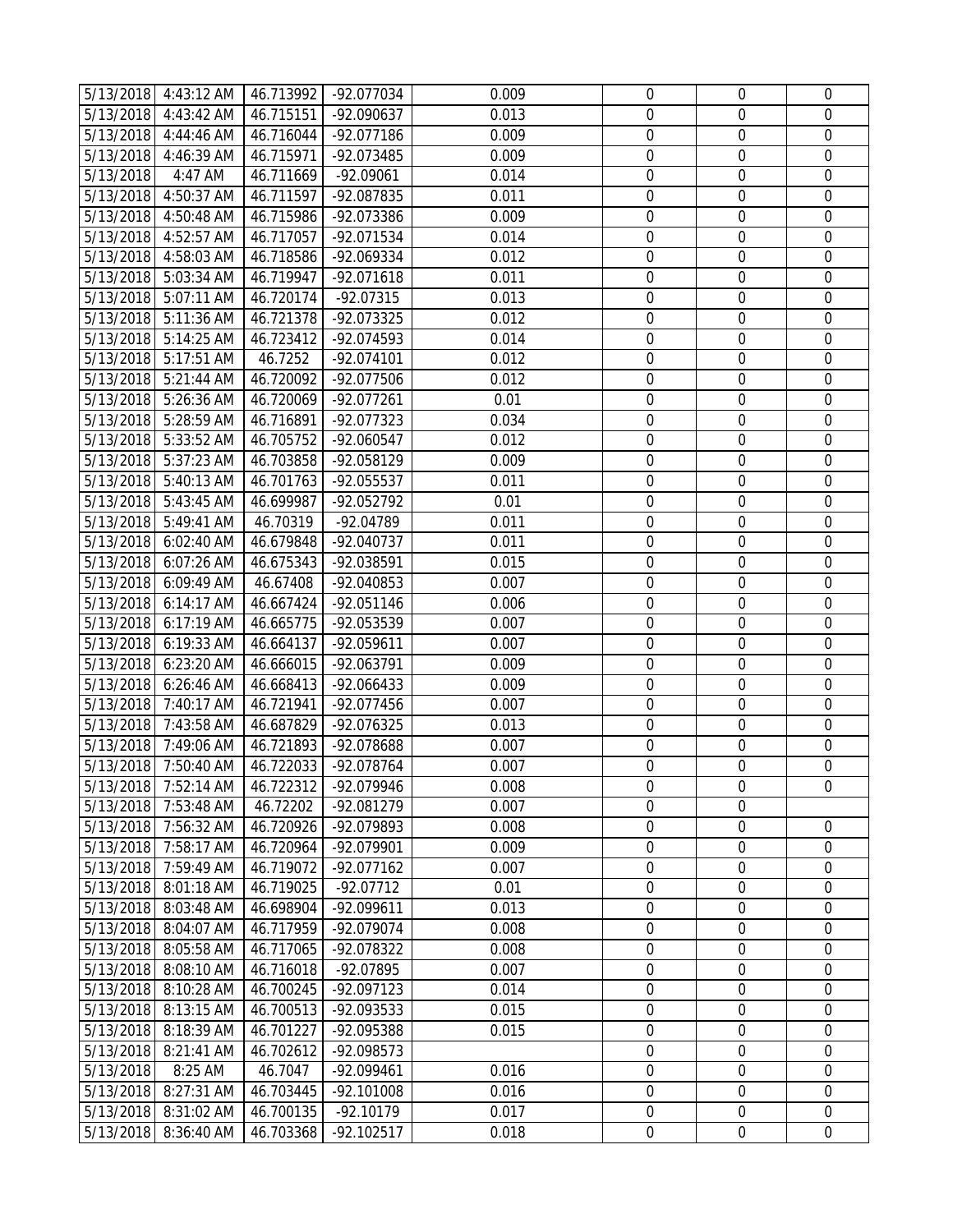| | | | | | | | |
|---|---|---|---|---|---|---|---|
| 5/13/2018 | 4:43:12 AM | 46.713992 | -92.077034 | 0.009 | 0 | 0 | 0 |
| 5/13/2018 | 4:43:42 AM | 46.715151 | -92.090637 | 0.013 | 0 | 0 | 0 |
| 5/13/2018 | 4:44:46 AM | 46.716044 | -92.077186 | 0.009 | 0 | 0 | 0 |
| 5/13/2018 | 4:46:39 AM | 46.715971 | -92.073485 | 0.009 | 0 | 0 | 0 |
| 5/13/2018 | 4:47 AM | 46.711669 | -92.09061 | 0.014 | 0 | 0 | 0 |
| 5/13/2018 | 4:50:37 AM | 46.711597 | -92.087835 | 0.011 | 0 | 0 | 0 |
| 5/13/2018 | 4:50:48 AM | 46.715986 | -92.073386 | 0.009 | 0 | 0 | 0 |
| 5/13/2018 | 4:52:57 AM | 46.717057 | -92.071534 | 0.014 | 0 | 0 | 0 |
| 5/13/2018 | 4:58:03 AM | 46.718586 | -92.069334 | 0.012 | 0 | 0 | 0 |
| 5/13/2018 | 5:03:34 AM | 46.719947 | -92.071618 | 0.011 | 0 | 0 | 0 |
| 5/13/2018 | 5:07:11 AM | 46.720174 | -92.07315 | 0.013 | 0 | 0 | 0 |
| 5/13/2018 | 5:11:36 AM | 46.721378 | -92.073325 | 0.012 | 0 | 0 | 0 |
| 5/13/2018 | 5:14:25 AM | 46.723412 | -92.074593 | 0.014 | 0 | 0 | 0 |
| 5/13/2018 | 5:17:51 AM | 46.7252 | -92.074101 | 0.012 | 0 | 0 | 0 |
| 5/13/2018 | 5:21:44 AM | 46.720092 | -92.077506 | 0.012 | 0 | 0 | 0 |
| 5/13/2018 | 5:26:36 AM | 46.720069 | -92.077261 | 0.01 | 0 | 0 | 0 |
| 5/13/2018 | 5:28:59 AM | 46.716891 | -92.077323 | 0.034 | 0 | 0 | 0 |
| 5/13/2018 | 5:33:52 AM | 46.705752 | -92.060547 | 0.012 | 0 | 0 | 0 |
| 5/13/2018 | 5:37:23 AM | 46.703858 | -92.058129 | 0.009 | 0 | 0 | 0 |
| 5/13/2018 | 5:40:13 AM | 46.701763 | -92.055537 | 0.011 | 0 | 0 | 0 |
| 5/13/2018 | 5:43:45 AM | 46.699987 | -92.052792 | 0.01 | 0 | 0 | 0 |
| 5/13/2018 | 5:49:41 AM | 46.70319 | -92.04789 | 0.011 | 0 | 0 | 0 |
| 5/13/2018 | 6:02:40 AM | 46.679848 | -92.040737 | 0.011 | 0 | 0 | 0 |
| 5/13/2018 | 6:07:26 AM | 46.675343 | -92.038591 | 0.015 | 0 | 0 | 0 |
| 5/13/2018 | 6:09:49 AM | 46.67408 | -92.040853 | 0.007 | 0 | 0 | 0 |
| 5/13/2018 | 6:14:17 AM | 46.667424 | -92.051146 | 0.006 | 0 | 0 | 0 |
| 5/13/2018 | 6:17:19 AM | 46.665775 | -92.053539 | 0.007 | 0 | 0 | 0 |
| 5/13/2018 | 6:19:33 AM | 46.664137 | -92.059611 | 0.007 | 0 | 0 | 0 |
| 5/13/2018 | 6:23:20 AM | 46.666015 | -92.063791 | 0.009 | 0 | 0 | 0 |
| 5/13/2018 | 6:26:46 AM | 46.668413 | -92.066433 | 0.009 | 0 | 0 | 0 |
| 5/13/2018 | 7:40:17 AM | 46.721941 | -92.077456 | 0.007 | 0 | 0 | 0 |
| 5/13/2018 | 7:43:58 AM | 46.687829 | -92.076325 | 0.013 | 0 | 0 | 0 |
| 5/13/2018 | 7:49:06 AM | 46.721893 | -92.078688 | 0.007 | 0 | 0 | 0 |
| 5/13/2018 | 7:50:40 AM | 46.722033 | -92.078764 | 0.007 | 0 | 0 | 0 |
| 5/13/2018 | 7:52:14 AM | 46.722312 | -92.079946 | 0.008 | 0 | 0 | 0 |
| 5/13/2018 | 7:53:48 AM | 46.72202 | -92.081279 | 0.007 | 0 | 0 | |
| 5/13/2018 | 7:56:32 AM | 46.720926 | -92.079893 | 0.008 | 0 | 0 | 0 |
| 5/13/2018 | 7:58:17 AM | 46.720964 | -92.079901 | 0.009 | 0 | 0 | 0 |
| 5/13/2018 | 7:59:49 AM | 46.719072 | -92.077162 | 0.007 | 0 | 0 | 0 |
| 5/13/2018 | 8:01:18 AM | 46.719025 | -92.07712 | 0.01 | 0 | 0 | 0 |
| 5/13/2018 | 8:03:48 AM | 46.698904 | -92.099611 | 0.013 | 0 | 0 | 0 |
| 5/13/2018 | 8:04:07 AM | 46.717959 | -92.079074 | 0.008 | 0 | 0 | 0 |
| 5/13/2018 | 8:05:58 AM | 46.717065 | -92.078322 | 0.008 | 0 | 0 | 0 |
| 5/13/2018 | 8:08:10 AM | 46.716018 | -92.07895 | 0.007 | 0 | 0 | 0 |
| 5/13/2018 | 8:10:28 AM | 46.700245 | -92.097123 | 0.014 | 0 | 0 | 0 |
| 5/13/2018 | 8:13:15 AM | 46.700513 | -92.093533 | 0.015 | 0 | 0 | 0 |
| 5/13/2018 | 8:18:39 AM | 46.701227 | -92.095388 | 0.015 | 0 | 0 | 0 |
| 5/13/2018 | 8:21:41 AM | 46.702612 | -92.098573 | | 0 | 0 | 0 |
| 5/13/2018 | 8:25 AM | 46.7047 | -92.099461 | 0.016 | 0 | 0 | 0 |
| 5/13/2018 | 8:27:31 AM | 46.703445 | -92.101008 | 0.016 | 0 | 0 | 0 |
| 5/13/2018 | 8:31:02 AM | 46.700135 | -92.10179 | 0.017 | 0 | 0 | 0 |
| 5/13/2018 | 8:36:40 AM | 46.703368 | -92.102517 | 0.018 | 0 | 0 | 0 |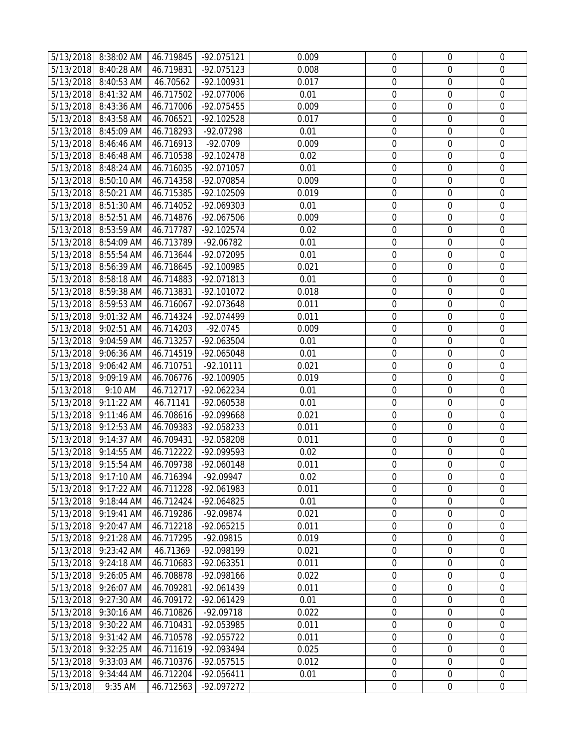| 5/13/2018 | 8:38:02 AM | 46.719845 | -92.075121 | 0.009 | 0 | 0 | 0 |
|---|---|---|---|---|---|---|---|
| 5/13/2018 | 8:40:28 AM | 46.719831 | -92.075123 | 0.008 | 0 | 0 | 0 |
| 5/13/2018 | 8:40:53 AM | 46.70562 | -92.100931 | 0.017 | 0 | 0 | 0 |
| 5/13/2018 | 8:41:32 AM | 46.717502 | -92.077006 | 0.01 | 0 | 0 | 0 |
| 5/13/2018 | 8:43:36 AM | 46.717006 | -92.075455 | 0.009 | 0 | 0 | 0 |
| 5/13/2018 | 8:43:58 AM | 46.706521 | -92.102528 | 0.017 | 0 | 0 | 0 |
| 5/13/2018 | 8:45:09 AM | 46.718293 | -92.07298 | 0.01 | 0 | 0 | 0 |
| 5/13/2018 | 8:46:46 AM | 46.716913 | -92.0709 | 0.009 | 0 | 0 | 0 |
| 5/13/2018 | 8:46:48 AM | 46.710538 | -92.102478 | 0.02 | 0 | 0 | 0 |
| 5/13/2018 | 8:48:24 AM | 46.716035 | -92.071057 | 0.01 | 0 | 0 | 0 |
| 5/13/2018 | 8:50:10 AM | 46.714358 | -92.070854 | 0.009 | 0 | 0 | 0 |
| 5/13/2018 | 8:50:21 AM | 46.715385 | -92.102509 | 0.019 | 0 | 0 | 0 |
| 5/13/2018 | 8:51:30 AM | 46.714052 | -92.069303 | 0.01 | 0 | 0 | 0 |
| 5/13/2018 | 8:52:51 AM | 46.714876 | -92.067506 | 0.009 | 0 | 0 | 0 |
| 5/13/2018 | 8:53:59 AM | 46.717787 | -92.102574 | 0.02 | 0 | 0 | 0 |
| 5/13/2018 | 8:54:09 AM | 46.713789 | -92.06782 | 0.01 | 0 | 0 | 0 |
| 5/13/2018 | 8:55:54 AM | 46.713644 | -92.072095 | 0.01 | 0 | 0 | 0 |
| 5/13/2018 | 8:56:39 AM | 46.718645 | -92.100985 | 0.021 | 0 | 0 | 0 |
| 5/13/2018 | 8:58:18 AM | 46.714883 | -92.071813 | 0.01 | 0 | 0 | 0 |
| 5/13/2018 | 8:59:38 AM | 46.713831 | -92.101072 | 0.018 | 0 | 0 | 0 |
| 5/13/2018 | 8:59:53 AM | 46.716067 | -92.073648 | 0.011 | 0 | 0 | 0 |
| 5/13/2018 | 9:01:32 AM | 46.714324 | -92.074499 | 0.011 | 0 | 0 | 0 |
| 5/13/2018 | 9:02:51 AM | 46.714203 | -92.0745 | 0.009 | 0 | 0 | 0 |
| 5/13/2018 | 9:04:59 AM | 46.713257 | -92.063504 | 0.01 | 0 | 0 | 0 |
| 5/13/2018 | 9:06:36 AM | 46.714519 | -92.065048 | 0.01 | 0 | 0 | 0 |
| 5/13/2018 | 9:06:42 AM | 46.710751 | -92.10111 | 0.021 | 0 | 0 | 0 |
| 5/13/2018 | 9:09:19 AM | 46.706776 | -92.100905 | 0.019 | 0 | 0 | 0 |
| 5/13/2018 | 9:10 AM | 46.712717 | -92.062234 | 0.01 | 0 | 0 | 0 |
| 5/13/2018 | 9:11:22 AM | 46.71141 | -92.060538 | 0.01 | 0 | 0 | 0 |
| 5/13/2018 | 9:11:46 AM | 46.708616 | -92.099668 | 0.021 | 0 | 0 | 0 |
| 5/13/2018 | 9:12:53 AM | 46.709383 | -92.058233 | 0.011 | 0 | 0 | 0 |
| 5/13/2018 | 9:14:37 AM | 46.709431 | -92.058208 | 0.011 | 0 | 0 | 0 |
| 5/13/2018 | 9:14:55 AM | 46.712222 | -92.099593 | 0.02 | 0 | 0 | 0 |
| 5/13/2018 | 9:15:54 AM | 46.709738 | -92.060148 | 0.011 | 0 | 0 | 0 |
| 5/13/2018 | 9:17:10 AM | 46.716394 | -92.09947 | 0.02 | 0 | 0 | 0 |
| 5/13/2018 | 9:17:22 AM | 46.711228 | -92.061983 | 0.011 | 0 | 0 | 0 |
| 5/13/2018 | 9:18:44 AM | 46.712424 | -92.064825 | 0.01 | 0 | 0 | 0 |
| 5/13/2018 | 9:19:41 AM | 46.719286 | -92.09874 | 0.021 | 0 | 0 | 0 |
| 5/13/2018 | 9:20:47 AM | 46.712218 | -92.065215 | 0.011 | 0 | 0 | 0 |
| 5/13/2018 | 9:21:28 AM | 46.717295 | -92.09815 | 0.019 | 0 | 0 | 0 |
| 5/13/2018 | 9:23:42 AM | 46.71369 | -92.098199 | 0.021 | 0 | 0 | 0 |
| 5/13/2018 | 9:24:18 AM | 46.710683 | -92.063351 | 0.011 | 0 | 0 | 0 |
| 5/13/2018 | 9:26:05 AM | 46.708878 | -92.098166 | 0.022 | 0 | 0 | 0 |
| 5/13/2018 | 9:26:07 AM | 46.709281 | -92.061439 | 0.011 | 0 | 0 | 0 |
| 5/13/2018 | 9:27:30 AM | 46.709172 | -92.061429 | 0.01 | 0 | 0 | 0 |
| 5/13/2018 | 9:30:16 AM | 46.710826 | -92.09718 | 0.022 | 0 | 0 | 0 |
| 5/13/2018 | 9:30:22 AM | 46.710431 | -92.053985 | 0.011 | 0 | 0 | 0 |
| 5/13/2018 | 9:31:42 AM | 46.710578 | -92.055722 | 0.011 | 0 | 0 | 0 |
| 5/13/2018 | 9:32:25 AM | 46.711619 | -92.093494 | 0.025 | 0 | 0 | 0 |
| 5/13/2018 | 9:33:03 AM | 46.710376 | -92.057515 | 0.012 | 0 | 0 | 0 |
| 5/13/2018 | 9:34:44 AM | 46.712204 | -92.056411 | 0.01 | 0 | 0 | 0 |
| 5/13/2018 | 9:35 AM | 46.712563 | -92.097272 | | 0 | 0 | 0 |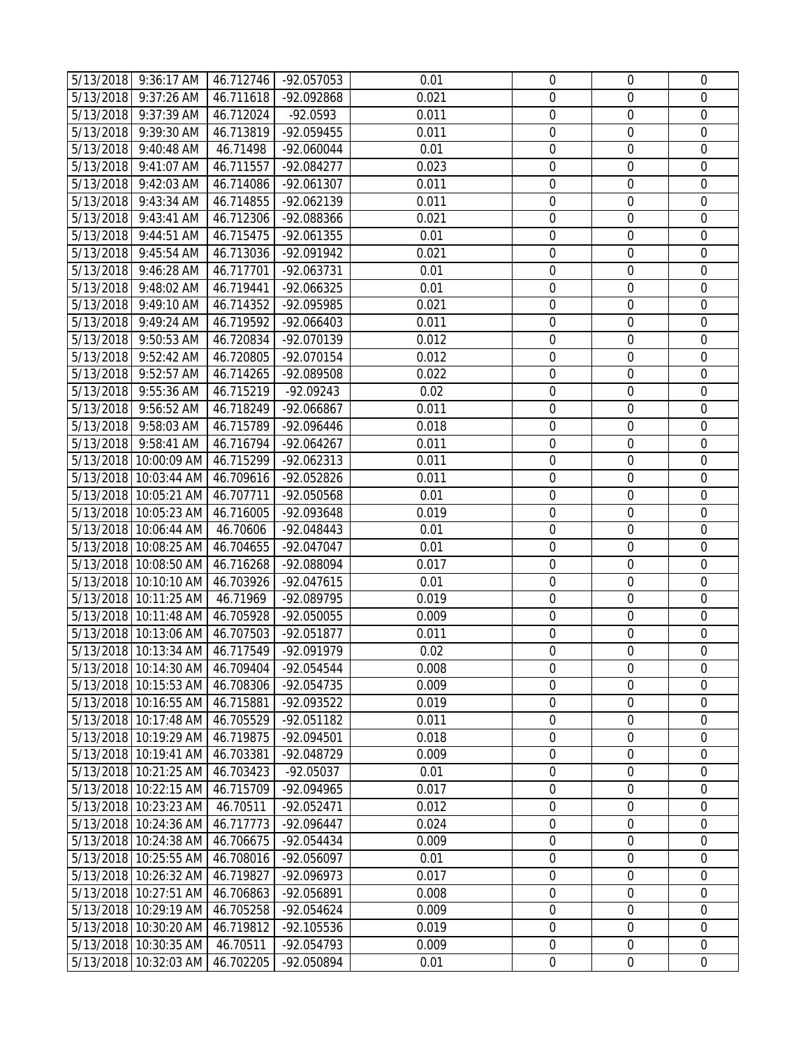| | | | | | | | |
|---|---|---|---|---|---|---|---|
| 5/13/2018 | 9:36:17 AM | 46.712746 | -92.057053 | 0.01 | 0 | 0 | 0 |
| 5/13/2018 | 9:37:26 AM | 46.711618 | -92.092868 | 0.021 | 0 | 0 | 0 |
| 5/13/2018 | 9:37:39 AM | 46.712024 | -92.0593 | 0.011 | 0 | 0 | 0 |
| 5/13/2018 | 9:39:30 AM | 46.713819 | -92.059455 | 0.011 | 0 | 0 | 0 |
| 5/13/2018 | 9:40:48 AM | 46.71498 | -92.060044 | 0.01 | 0 | 0 | 0 |
| 5/13/2018 | 9:41:07 AM | 46.711557 | -92.084277 | 0.023 | 0 | 0 | 0 |
| 5/13/2018 | 9:42:03 AM | 46.714086 | -92.061307 | 0.011 | 0 | 0 | 0 |
| 5/13/2018 | 9:43:34 AM | 46.714855 | -92.062139 | 0.011 | 0 | 0 | 0 |
| 5/13/2018 | 9:43:41 AM | 46.712306 | -92.088366 | 0.021 | 0 | 0 | 0 |
| 5/13/2018 | 9:44:51 AM | 46.715475 | -92.061355 | 0.01 | 0 | 0 | 0 |
| 5/13/2018 | 9:45:54 AM | 46.713036 | -92.091942 | 0.021 | 0 | 0 | 0 |
| 5/13/2018 | 9:46:28 AM | 46.717701 | -92.063731 | 0.01 | 0 | 0 | 0 |
| 5/13/2018 | 9:48:02 AM | 46.719441 | -92.066325 | 0.01 | 0 | 0 | 0 |
| 5/13/2018 | 9:49:10 AM | 46.714352 | -92.095985 | 0.021 | 0 | 0 | 0 |
| 5/13/2018 | 9:49:24 AM | 46.719592 | -92.066403 | 0.011 | 0 | 0 | 0 |
| 5/13/2018 | 9:50:53 AM | 46.720834 | -92.070139 | 0.012 | 0 | 0 | 0 |
| 5/13/2018 | 9:52:42 AM | 46.720805 | -92.070154 | 0.012 | 0 | 0 | 0 |
| 5/13/2018 | 9:52:57 AM | 46.714265 | -92.089508 | 0.022 | 0 | 0 | 0 |
| 5/13/2018 | 9:55:36 AM | 46.715219 | -92.09243 | 0.02 | 0 | 0 | 0 |
| 5/13/2018 | 9:56:52 AM | 46.718249 | -92.066867 | 0.011 | 0 | 0 | 0 |
| 5/13/2018 | 9:58:03 AM | 46.715789 | -92.096446 | 0.018 | 0 | 0 | 0 |
| 5/13/2018 | 9:58:41 AM | 46.716794 | -92.064267 | 0.011 | 0 | 0 | 0 |
| 5/13/2018 | 10:00:09 AM | 46.715299 | -92.062313 | 0.011 | 0 | 0 | 0 |
| 5/13/2018 | 10:03:44 AM | 46.709616 | -92.052826 | 0.011 | 0 | 0 | 0 |
| 5/13/2018 | 10:05:21 AM | 46.707711 | -92.050568 | 0.01 | 0 | 0 | 0 |
| 5/13/2018 | 10:05:23 AM | 46.716005 | -92.093648 | 0.019 | 0 | 0 | 0 |
| 5/13/2018 | 10:06:44 AM | 46.70606 | -92.048443 | 0.01 | 0 | 0 | 0 |
| 5/13/2018 | 10:08:25 AM | 46.704655 | -92.047047 | 0.01 | 0 | 0 | 0 |
| 5/13/2018 | 10:08:50 AM | 46.716268 | -92.088094 | 0.017 | 0 | 0 | 0 |
| 5/13/2018 | 10:10:10 AM | 46.703926 | -92.047615 | 0.01 | 0 | 0 | 0 |
| 5/13/2018 | 10:11:25 AM | 46.71969 | -92.089795 | 0.019 | 0 | 0 | 0 |
| 5/13/2018 | 10:11:48 AM | 46.705928 | -92.050055 | 0.009 | 0 | 0 | 0 |
| 5/13/2018 | 10:13:06 AM | 46.707503 | -92.051877 | 0.011 | 0 | 0 | 0 |
| 5/13/2018 | 10:13:34 AM | 46.717549 | -92.091979 | 0.02 | 0 | 0 | 0 |
| 5/13/2018 | 10:14:30 AM | 46.709404 | -92.054544 | 0.008 | 0 | 0 | 0 |
| 5/13/2018 | 10:15:53 AM | 46.708306 | -92.054735 | 0.009 | 0 | 0 | 0 |
| 5/13/2018 | 10:16:55 AM | 46.715881 | -92.093522 | 0.019 | 0 | 0 | 0 |
| 5/13/2018 | 10:17:48 AM | 46.705529 | -92.051182 | 0.011 | 0 | 0 | 0 |
| 5/13/2018 | 10:19:29 AM | 46.719875 | -92.094501 | 0.018 | 0 | 0 | 0 |
| 5/13/2018 | 10:19:41 AM | 46.703381 | -92.048729 | 0.009 | 0 | 0 | 0 |
| 5/13/2018 | 10:21:25 AM | 46.703423 | -92.05037 | 0.01 | 0 | 0 | 0 |
| 5/13/2018 | 10:22:15 AM | 46.715709 | -92.094965 | 0.017 | 0 | 0 | 0 |
| 5/13/2018 | 10:23:23 AM | 46.70511 | -92.052471 | 0.012 | 0 | 0 | 0 |
| 5/13/2018 | 10:24:36 AM | 46.717773 | -92.096447 | 0.024 | 0 | 0 | 0 |
| 5/13/2018 | 10:24:38 AM | 46.706675 | -92.054434 | 0.009 | 0 | 0 | 0 |
| 5/13/2018 | 10:25:55 AM | 46.708016 | -92.056097 | 0.01 | 0 | 0 | 0 |
| 5/13/2018 | 10:26:32 AM | 46.719827 | -92.096973 | 0.017 | 0 | 0 | 0 |
| 5/13/2018 | 10:27:51 AM | 46.706863 | -92.056891 | 0.008 | 0 | 0 | 0 |
| 5/13/2018 | 10:29:19 AM | 46.705258 | -92.054624 | 0.009 | 0 | 0 | 0 |
| 5/13/2018 | 10:30:20 AM | 46.719812 | -92.105536 | 0.019 | 0 | 0 | 0 |
| 5/13/2018 | 10:30:35 AM | 46.70511 | -92.054793 | 0.009 | 0 | 0 | 0 |
| 5/13/2018 | 10:32:03 AM | 46.702205 | -92.050894 | 0.01 | 0 | 0 | 0 |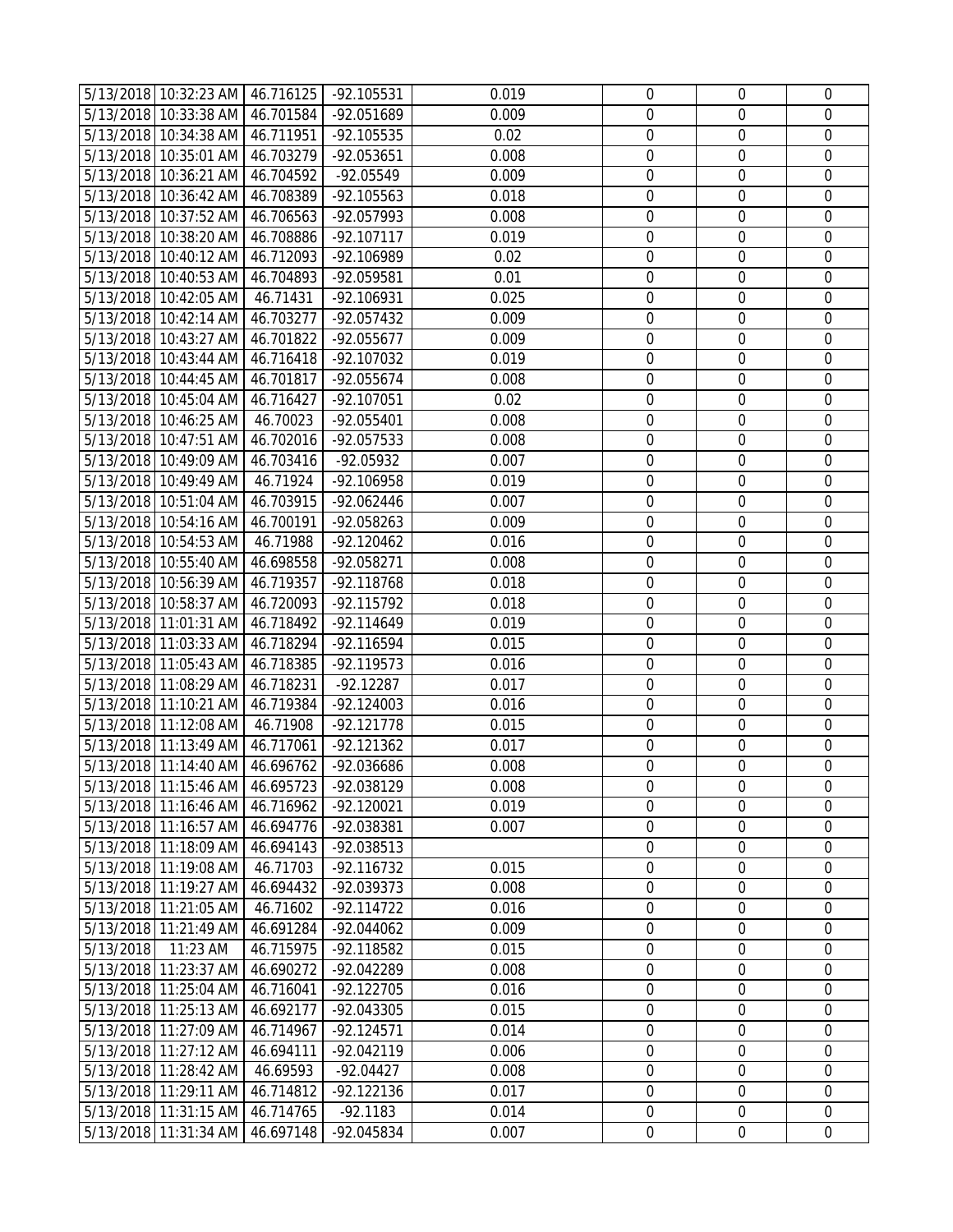| | | | | | | | |
|---|---|---|---|---|---|---|---|
| 5/13/2018 | 10:32:23 AM | 46.716125 | -92.105531 | 0.019 | 0 | 0 | 0 |
| 5/13/2018 | 10:33:38 AM | 46.701584 | -92.051689 | 0.009 | 0 | 0 | 0 |
| 5/13/2018 | 10:34:38 AM | 46.711951 | -92.105535 | 0.02 | 0 | 0 | 0 |
| 5/13/2018 | 10:35:01 AM | 46.703279 | -92.053651 | 0.008 | 0 | 0 | 0 |
| 5/13/2018 | 10:36:21 AM | 46.704592 | -92.05549 | 0.009 | 0 | 0 | 0 |
| 5/13/2018 | 10:36:42 AM | 46.708389 | -92.105563 | 0.018 | 0 | 0 | 0 |
| 5/13/2018 | 10:37:52 AM | 46.706563 | -92.057993 | 0.008 | 0 | 0 | 0 |
| 5/13/2018 | 10:38:20 AM | 46.708886 | -92.107117 | 0.019 | 0 | 0 | 0 |
| 5/13/2018 | 10:40:12 AM | 46.712093 | -92.106989 | 0.02 | 0 | 0 | 0 |
| 5/13/2018 | 10:40:53 AM | 46.704893 | -92.059581 | 0.01 | 0 | 0 | 0 |
| 5/13/2018 | 10:42:05 AM | 46.71431 | -92.106931 | 0.025 | 0 | 0 | 0 |
| 5/13/2018 | 10:42:14 AM | 46.703277 | -92.057432 | 0.009 | 0 | 0 | 0 |
| 5/13/2018 | 10:43:27 AM | 46.701822 | -92.055677 | 0.009 | 0 | 0 | 0 |
| 5/13/2018 | 10:43:44 AM | 46.716418 | -92.107032 | 0.019 | 0 | 0 | 0 |
| 5/13/2018 | 10:44:45 AM | 46.701817 | -92.055674 | 0.008 | 0 | 0 | 0 |
| 5/13/2018 | 10:45:04 AM | 46.716427 | -92.107051 | 0.02 | 0 | 0 | 0 |
| 5/13/2018 | 10:46:25 AM | 46.70023 | -92.055401 | 0.008 | 0 | 0 | 0 |
| 5/13/2018 | 10:47:51 AM | 46.702016 | -92.057533 | 0.008 | 0 | 0 | 0 |
| 5/13/2018 | 10:49:09 AM | 46.703416 | -92.05932 | 0.007 | 0 | 0 | 0 |
| 5/13/2018 | 10:49:49 AM | 46.71924 | -92.106958 | 0.019 | 0 | 0 | 0 |
| 5/13/2018 | 10:51:04 AM | 46.703915 | -92.062446 | 0.007 | 0 | 0 | 0 |
| 5/13/2018 | 10:54:16 AM | 46.700191 | -92.058263 | 0.009 | 0 | 0 | 0 |
| 5/13/2018 | 10:54:53 AM | 46.71988 | -92.120462 | 0.016 | 0 | 0 | 0 |
| 5/13/2018 | 10:55:40 AM | 46.698558 | -92.058271 | 0.008 | 0 | 0 | 0 |
| 5/13/2018 | 10:56:39 AM | 46.719357 | -92.118768 | 0.018 | 0 | 0 | 0 |
| 5/13/2018 | 10:58:37 AM | 46.720093 | -92.115792 | 0.018 | 0 | 0 | 0 |
| 5/13/2018 | 11:01:31 AM | 46.718492 | -92.114649 | 0.019 | 0 | 0 | 0 |
| 5/13/2018 | 11:03:33 AM | 46.718294 | -92.116594 | 0.015 | 0 | 0 | 0 |
| 5/13/2018 | 11:05:43 AM | 46.718385 | -92.119573 | 0.016 | 0 | 0 | 0 |
| 5/13/2018 | 11:08:29 AM | 46.718231 | -92.12287 | 0.017 | 0 | 0 | 0 |
| 5/13/2018 | 11:10:21 AM | 46.719384 | -92.124003 | 0.016 | 0 | 0 | 0 |
| 5/13/2018 | 11:12:08 AM | 46.71908 | -92.121778 | 0.015 | 0 | 0 | 0 |
| 5/13/2018 | 11:13:49 AM | 46.717061 | -92.121362 | 0.017 | 0 | 0 | 0 |
| 5/13/2018 | 11:14:40 AM | 46.696762 | -92.036686 | 0.008 | 0 | 0 | 0 |
| 5/13/2018 | 11:15:46 AM | 46.695723 | -92.038129 | 0.008 | 0 | 0 | 0 |
| 5/13/2018 | 11:16:46 AM | 46.716962 | -92.120021 | 0.019 | 0 | 0 | 0 |
| 5/13/2018 | 11:16:57 AM | 46.694776 | -92.038381 | 0.007 | 0 | 0 | 0 |
| 5/13/2018 | 11:18:09 AM | 46.694143 | -92.038513 | | 0 | 0 | 0 |
| 5/13/2018 | 11:19:08 AM | 46.71703 | -92.116732 | 0.015 | 0 | 0 | 0 |
| 5/13/2018 | 11:19:27 AM | 46.694432 | -92.039373 | 0.008 | 0 | 0 | 0 |
| 5/13/2018 | 11:21:05 AM | 46.71602 | -92.114722 | 0.016 | 0 | 0 | 0 |
| 5/13/2018 | 11:21:49 AM | 46.691284 | -92.044062 | 0.009 | 0 | 0 | 0 |
| 5/13/2018 | 11:23 AM | 46.715975 | -92.118582 | 0.015 | 0 | 0 | 0 |
| 5/13/2018 | 11:23:37 AM | 46.690272 | -92.042289 | 0.008 | 0 | 0 | 0 |
| 5/13/2018 | 11:25:04 AM | 46.716041 | -92.122705 | 0.016 | 0 | 0 | 0 |
| 5/13/2018 | 11:25:13 AM | 46.692177 | -92.043305 | 0.015 | 0 | 0 | 0 |
| 5/13/2018 | 11:27:09 AM | 46.714967 | -92.124571 | 0.014 | 0 | 0 | 0 |
| 5/13/2018 | 11:27:12 AM | 46.694111 | -92.042119 | 0.006 | 0 | 0 | 0 |
| 5/13/2018 | 11:28:42 AM | 46.69593 | -92.04427 | 0.008 | 0 | 0 | 0 |
| 5/13/2018 | 11:29:11 AM | 46.714812 | -92.122136 | 0.017 | 0 | 0 | 0 |
| 5/13/2018 | 11:31:15 AM | 46.714765 | -92.1183 | 0.014 | 0 | 0 | 0 |
| 5/13/2018 | 11:31:34 AM | 46.697148 | -92.045834 | 0.007 | 0 | 0 | 0 |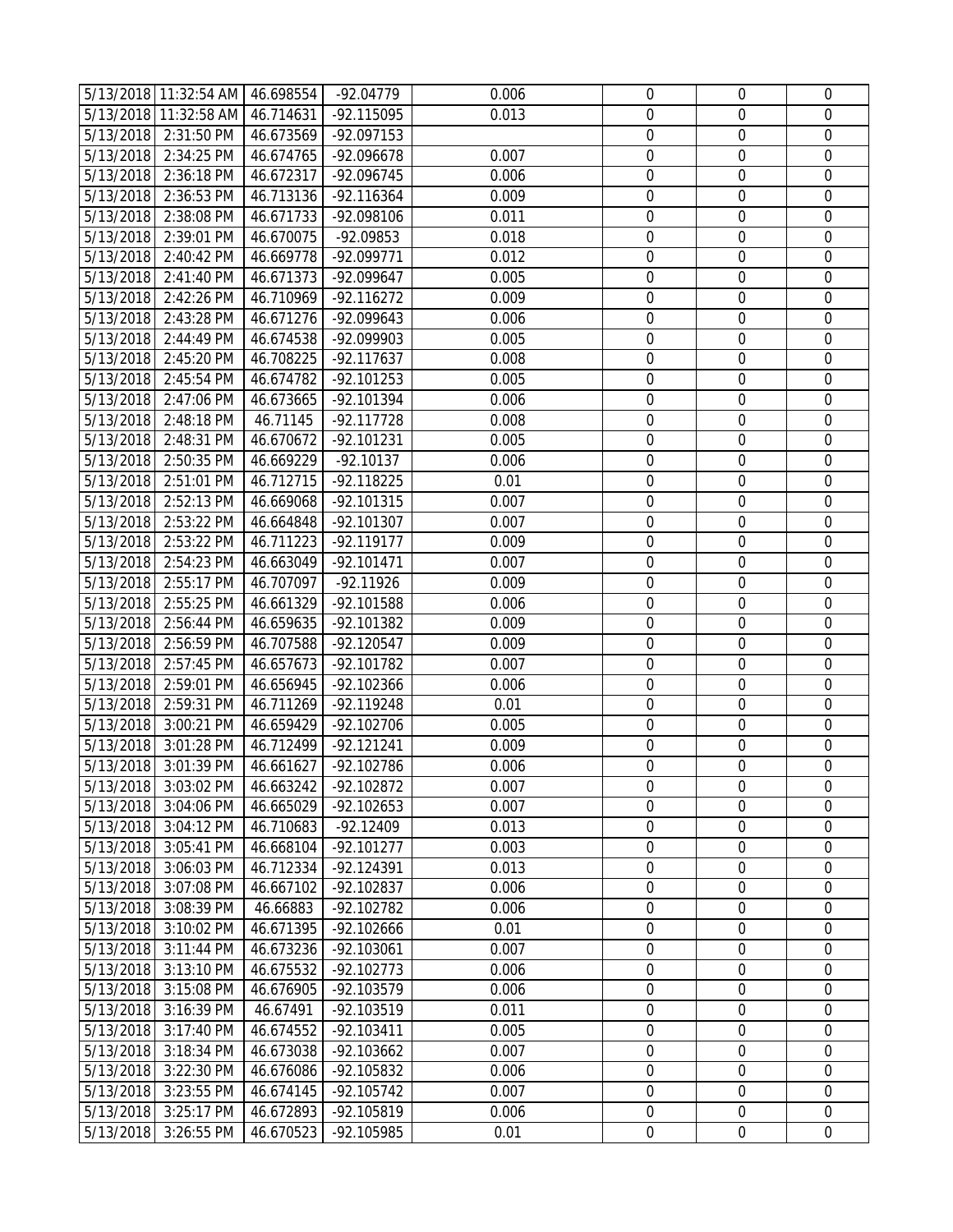| | | | | | | | |
|---|---|---|---|---|---|---|---|
| 5/13/2018 | 11:32:54 AM | 46.698554 | -92.04779 | 0.006 | 0 | 0 | 0 |
| 5/13/2018 | 11:32:58 AM | 46.714631 | -92.115095 | 0.013 | 0 | 0 | 0 |
| 5/13/2018 | 2:31:50 PM | 46.673569 | -92.097153 | | 0 | 0 | 0 |
| 5/13/2018 | 2:34:25 PM | 46.674765 | -92.096678 | 0.007 | 0 | 0 | 0 |
| 5/13/2018 | 2:36:18 PM | 46.672317 | -92.096745 | 0.006 | 0 | 0 | 0 |
| 5/13/2018 | 2:36:53 PM | 46.713136 | -92.116364 | 0.009 | 0 | 0 | 0 |
| 5/13/2018 | 2:38:08 PM | 46.671733 | -92.098106 | 0.011 | 0 | 0 | 0 |
| 5/13/2018 | 2:39:01 PM | 46.670075 | -92.09853 | 0.018 | 0 | 0 | 0 |
| 5/13/2018 | 2:40:42 PM | 46.669778 | -92.099771 | 0.012 | 0 | 0 | 0 |
| 5/13/2018 | 2:41:40 PM | 46.671373 | -92.099647 | 0.005 | 0 | 0 | 0 |
| 5/13/2018 | 2:42:26 PM | 46.710969 | -92.116272 | 0.009 | 0 | 0 | 0 |
| 5/13/2018 | 2:43:28 PM | 46.671276 | -92.099643 | 0.006 | 0 | 0 | 0 |
| 5/13/2018 | 2:44:49 PM | 46.674538 | -92.099903 | 0.005 | 0 | 0 | 0 |
| 5/13/2018 | 2:45:20 PM | 46.708225 | -92.117637 | 0.008 | 0 | 0 | 0 |
| 5/13/2018 | 2:45:54 PM | 46.674782 | -92.101253 | 0.005 | 0 | 0 | 0 |
| 5/13/2018 | 2:47:06 PM | 46.673665 | -92.101394 | 0.006 | 0 | 0 | 0 |
| 5/13/2018 | 2:48:18 PM | 46.71145 | -92.117728 | 0.008 | 0 | 0 | 0 |
| 5/13/2018 | 2:48:31 PM | 46.670672 | -92.101231 | 0.005 | 0 | 0 | 0 |
| 5/13/2018 | 2:50:35 PM | 46.669229 | -92.10137 | 0.006 | 0 | 0 | 0 |
| 5/13/2018 | 2:51:01 PM | 46.712715 | -92.118225 | 0.01 | 0 | 0 | 0 |
| 5/13/2018 | 2:52:13 PM | 46.669068 | -92.101315 | 0.007 | 0 | 0 | 0 |
| 5/13/2018 | 2:53:22 PM | 46.664848 | -92.101307 | 0.007 | 0 | 0 | 0 |
| 5/13/2018 | 2:53:22 PM | 46.711223 | -92.119177 | 0.009 | 0 | 0 | 0 |
| 5/13/2018 | 2:54:23 PM | 46.663049 | -92.101471 | 0.007 | 0 | 0 | 0 |
| 5/13/2018 | 2:55:17 PM | 46.707097 | -92.11926 | 0.009 | 0 | 0 | 0 |
| 5/13/2018 | 2:55:25 PM | 46.661329 | -92.101588 | 0.006 | 0 | 0 | 0 |
| 5/13/2018 | 2:56:44 PM | 46.659635 | -92.101382 | 0.009 | 0 | 0 | 0 |
| 5/13/2018 | 2:56:59 PM | 46.707588 | -92.120547 | 0.009 | 0 | 0 | 0 |
| 5/13/2018 | 2:57:45 PM | 46.657673 | -92.101782 | 0.007 | 0 | 0 | 0 |
| 5/13/2018 | 2:59:01 PM | 46.656945 | -92.102366 | 0.006 | 0 | 0 | 0 |
| 5/13/2018 | 2:59:31 PM | 46.711269 | -92.119248 | 0.01 | 0 | 0 | 0 |
| 5/13/2018 | 3:00:21 PM | 46.659429 | -92.102706 | 0.005 | 0 | 0 | 0 |
| 5/13/2018 | 3:01:28 PM | 46.712499 | -92.121241 | 0.009 | 0 | 0 | 0 |
| 5/13/2018 | 3:01:39 PM | 46.661627 | -92.102786 | 0.006 | 0 | 0 | 0 |
| 5/13/2018 | 3:03:02 PM | 46.663242 | -92.102872 | 0.007 | 0 | 0 | 0 |
| 5/13/2018 | 3:04:06 PM | 46.665029 | -92.102653 | 0.007 | 0 | 0 | 0 |
| 5/13/2018 | 3:04:12 PM | 46.710683 | -92.12409 | 0.013 | 0 | 0 | 0 |
| 5/13/2018 | 3:05:41 PM | 46.668104 | -92.101277 | 0.003 | 0 | 0 | 0 |
| 5/13/2018 | 3:06:03 PM | 46.712334 | -92.124391 | 0.013 | 0 | 0 | 0 |
| 5/13/2018 | 3:07:08 PM | 46.667102 | -92.102837 | 0.006 | 0 | 0 | 0 |
| 5/13/2018 | 3:08:39 PM | 46.66883 | -92.102782 | 0.006 | 0 | 0 | 0 |
| 5/13/2018 | 3:10:02 PM | 46.671395 | -92.102666 | 0.01 | 0 | 0 | 0 |
| 5/13/2018 | 3:11:44 PM | 46.673236 | -92.103061 | 0.007 | 0 | 0 | 0 |
| 5/13/2018 | 3:13:10 PM | 46.675532 | -92.102773 | 0.006 | 0 | 0 | 0 |
| 5/13/2018 | 3:15:08 PM | 46.676905 | -92.103579 | 0.006 | 0 | 0 | 0 |
| 5/13/2018 | 3:16:39 PM | 46.67491 | -92.103519 | 0.011 | 0 | 0 | 0 |
| 5/13/2018 | 3:17:40 PM | 46.674552 | -92.103411 | 0.005 | 0 | 0 | 0 |
| 5/13/2018 | 3:18:34 PM | 46.673038 | -92.103662 | 0.007 | 0 | 0 | 0 |
| 5/13/2018 | 3:22:30 PM | 46.676086 | -92.105832 | 0.006 | 0 | 0 | 0 |
| 5/13/2018 | 3:23:55 PM | 46.674145 | -92.105742 | 0.007 | 0 | 0 | 0 |
| 5/13/2018 | 3:25:17 PM | 46.672893 | -92.105819 | 0.006 | 0 | 0 | 0 |
| 5/13/2018 | 3:26:55 PM | 46.670523 | -92.105985 | 0.01 | 0 | 0 | 0 |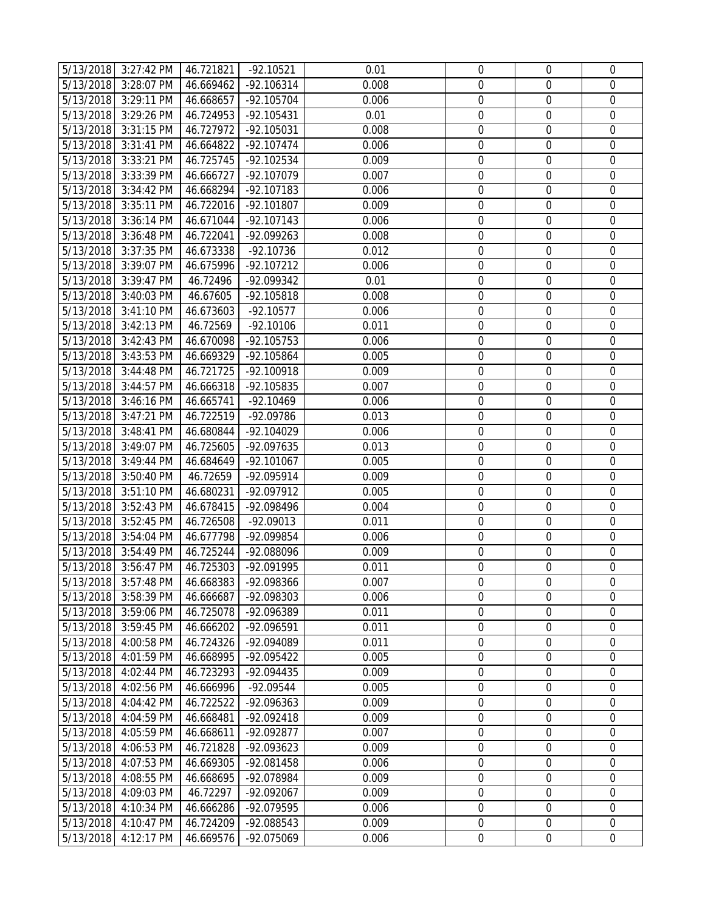| | | | | | | | |
|---|---|---|---|---|---|---|---|
| 5/13/2018 | 3:27:42 PM | 46.721821 | -92.10521 | 0.01 | 0 | 0 | 0 |
| 5/13/2018 | 3:28:07 PM | 46.669462 | -92.106314 | 0.008 | 0 | 0 | 0 |
| 5/13/2018 | 3:29:11 PM | 46.668657 | -92.105704 | 0.006 | 0 | 0 | 0 |
| 5/13/2018 | 3:29:26 PM | 46.724953 | -92.105431 | 0.01 | 0 | 0 | 0 |
| 5/13/2018 | 3:31:15 PM | 46.727972 | -92.105031 | 0.008 | 0 | 0 | 0 |
| 5/13/2018 | 3:31:41 PM | 46.664822 | -92.107474 | 0.006 | 0 | 0 | 0 |
| 5/13/2018 | 3:33:21 PM | 46.725745 | -92.102534 | 0.009 | 0 | 0 | 0 |
| 5/13/2018 | 3:33:39 PM | 46.666727 | -92.107079 | 0.007 | 0 | 0 | 0 |
| 5/13/2018 | 3:34:42 PM | 46.668294 | -92.107183 | 0.006 | 0 | 0 | 0 |
| 5/13/2018 | 3:35:11 PM | 46.722016 | -92.101807 | 0.009 | 0 | 0 | 0 |
| 5/13/2018 | 3:36:14 PM | 46.671044 | -92.107143 | 0.006 | 0 | 0 | 0 |
| 5/13/2018 | 3:36:48 PM | 46.722041 | -92.099263 | 0.008 | 0 | 0 | 0 |
| 5/13/2018 | 3:37:35 PM | 46.673338 | -92.10736 | 0.012 | 0 | 0 | 0 |
| 5/13/2018 | 3:39:07 PM | 46.675996 | -92.107212 | 0.006 | 0 | 0 | 0 |
| 5/13/2018 | 3:39:47 PM | 46.72496 | -92.099342 | 0.01 | 0 | 0 | 0 |
| 5/13/2018 | 3:40:03 PM | 46.67605 | -92.105818 | 0.008 | 0 | 0 | 0 |
| 5/13/2018 | 3:41:10 PM | 46.673603 | -92.10577 | 0.006 | 0 | 0 | 0 |
| 5/13/2018 | 3:42:13 PM | 46.72569 | -92.10106 | 0.011 | 0 | 0 | 0 |
| 5/13/2018 | 3:42:43 PM | 46.670098 | -92.105753 | 0.006 | 0 | 0 | 0 |
| 5/13/2018 | 3:43:53 PM | 46.669329 | -92.105864 | 0.005 | 0 | 0 | 0 |
| 5/13/2018 | 3:44:48 PM | 46.721725 | -92.100918 | 0.009 | 0 | 0 | 0 |
| 5/13/2018 | 3:44:57 PM | 46.666318 | -92.105835 | 0.007 | 0 | 0 | 0 |
| 5/13/2018 | 3:46:16 PM | 46.665741 | -92.10469 | 0.006 | 0 | 0 | 0 |
| 5/13/2018 | 3:47:21 PM | 46.722519 | -92.09786 | 0.013 | 0 | 0 | 0 |
| 5/13/2018 | 3:48:41 PM | 46.680844 | -92.104029 | 0.006 | 0 | 0 | 0 |
| 5/13/2018 | 3:49:07 PM | 46.725605 | -92.097635 | 0.013 | 0 | 0 | 0 |
| 5/13/2018 | 3:49:44 PM | 46.684649 | -92.101067 | 0.005 | 0 | 0 | 0 |
| 5/13/2018 | 3:50:40 PM | 46.72659 | -92.095914 | 0.009 | 0 | 0 | 0 |
| 5/13/2018 | 3:51:10 PM | 46.680231 | -92.097912 | 0.005 | 0 | 0 | 0 |
| 5/13/2018 | 3:52:43 PM | 46.678415 | -92.098496 | 0.004 | 0 | 0 | 0 |
| 5/13/2018 | 3:52:45 PM | 46.726508 | -92.09013 | 0.011 | 0 | 0 | 0 |
| 5/13/2018 | 3:54:04 PM | 46.677798 | -92.099854 | 0.006 | 0 | 0 | 0 |
| 5/13/2018 | 3:54:49 PM | 46.725244 | -92.088096 | 0.009 | 0 | 0 | 0 |
| 5/13/2018 | 3:56:47 PM | 46.725303 | -92.091995 | 0.011 | 0 | 0 | 0 |
| 5/13/2018 | 3:57:48 PM | 46.668383 | -92.098366 | 0.007 | 0 | 0 | 0 |
| 5/13/2018 | 3:58:39 PM | 46.666687 | -92.098303 | 0.006 | 0 | 0 | 0 |
| 5/13/2018 | 3:59:06 PM | 46.725078 | -92.096389 | 0.011 | 0 | 0 | 0 |
| 5/13/2018 | 3:59:45 PM | 46.666202 | -92.096591 | 0.011 | 0 | 0 | 0 |
| 5/13/2018 | 4:00:58 PM | 46.724326 | -92.094089 | 0.011 | 0 | 0 | 0 |
| 5/13/2018 | 4:01:59 PM | 46.668995 | -92.095422 | 0.005 | 0 | 0 | 0 |
| 5/13/2018 | 4:02:44 PM | 46.723293 | -92.094435 | 0.009 | 0 | 0 | 0 |
| 5/13/2018 | 4:02:56 PM | 46.666996 | -92.09544 | 0.005 | 0 | 0 | 0 |
| 5/13/2018 | 4:04:42 PM | 46.722522 | -92.096363 | 0.009 | 0 | 0 | 0 |
| 5/13/2018 | 4:04:59 PM | 46.668481 | -92.092418 | 0.009 | 0 | 0 | 0 |
| 5/13/2018 | 4:05:59 PM | 46.668611 | -92.092877 | 0.007 | 0 | 0 | 0 |
| 5/13/2018 | 4:06:53 PM | 46.721828 | -92.093623 | 0.009 | 0 | 0 | 0 |
| 5/13/2018 | 4:07:53 PM | 46.669305 | -92.081458 | 0.006 | 0 | 0 | 0 |
| 5/13/2018 | 4:08:55 PM | 46.668695 | -92.078984 | 0.009 | 0 | 0 | 0 |
| 5/13/2018 | 4:09:03 PM | 46.72297 | -92.092067 | 0.009 | 0 | 0 | 0 |
| 5/13/2018 | 4:10:34 PM | 46.666286 | -92.079595 | 0.006 | 0 | 0 | 0 |
| 5/13/2018 | 4:10:47 PM | 46.724209 | -92.088543 | 0.009 | 0 | 0 | 0 |
| 5/13/2018 | 4:12:17 PM | 46.669576 | -92.075069 | 0.006 | 0 | 0 | 0 |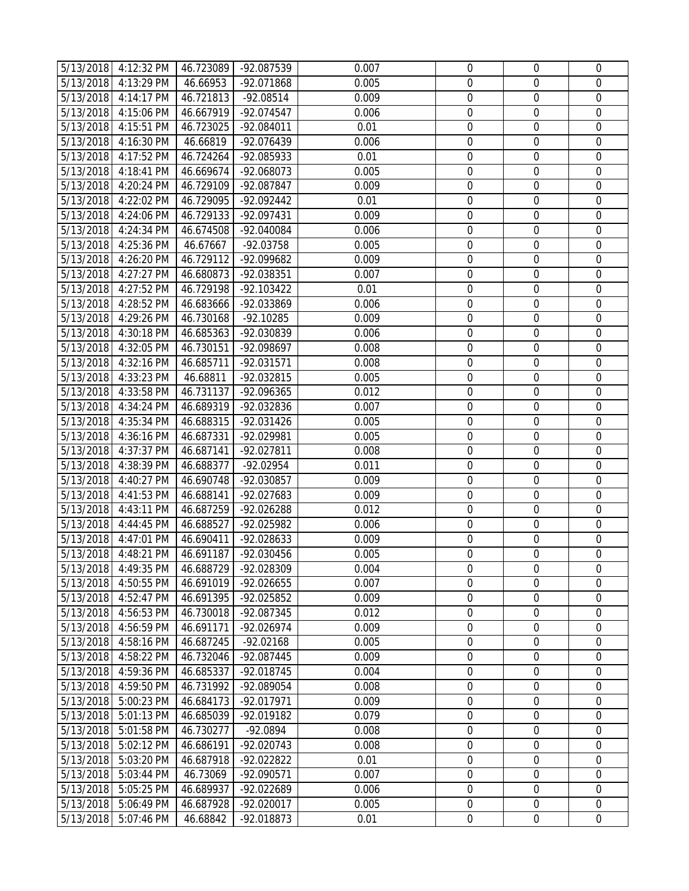| 5/13/2018 | 4:12:32 PM | 46.723089 | -92.087539 | 0.007 | 0 | 0 | 0 |
|---|---|---|---|---|---|---|---|
| 5/13/2018 | 4:13:29 PM | 46.66953 | -92.071868 | 0.005 | 0 | 0 | 0 |
| 5/13/2018 | 4:14:17 PM | 46.721813 | -92.08514 | 0.009 | 0 | 0 | 0 |
| 5/13/2018 | 4:15:06 PM | 46.667919 | -92.074547 | 0.006 | 0 | 0 | 0 |
| 5/13/2018 | 4:15:51 PM | 46.723025 | -92.084011 | 0.01 | 0 | 0 | 0 |
| 5/13/2018 | 4:16:30 PM | 46.66819 | -92.076439 | 0.006 | 0 | 0 | 0 |
| 5/13/2018 | 4:17:52 PM | 46.724264 | -92.085933 | 0.01 | 0 | 0 | 0 |
| 5/13/2018 | 4:18:41 PM | 46.669674 | -92.068073 | 0.005 | 0 | 0 | 0 |
| 5/13/2018 | 4:20:24 PM | 46.729109 | -92.087847 | 0.009 | 0 | 0 | 0 |
| 5/13/2018 | 4:22:02 PM | 46.729095 | -92.092442 | 0.01 | 0 | 0 | 0 |
| 5/13/2018 | 4:24:06 PM | 46.729133 | -92.097431 | 0.009 | 0 | 0 | 0 |
| 5/13/2018 | 4:24:34 PM | 46.674508 | -92.040084 | 0.006 | 0 | 0 | 0 |
| 5/13/2018 | 4:25:36 PM | 46.67667 | -92.03758 | 0.005 | 0 | 0 | 0 |
| 5/13/2018 | 4:26:20 PM | 46.729112 | -92.099682 | 0.009 | 0 | 0 | 0 |
| 5/13/2018 | 4:27:27 PM | 46.680873 | -92.038351 | 0.007 | 0 | 0 | 0 |
| 5/13/2018 | 4:27:52 PM | 46.729198 | -92.103422 | 0.01 | 0 | 0 | 0 |
| 5/13/2018 | 4:28:52 PM | 46.683666 | -92.033869 | 0.006 | 0 | 0 | 0 |
| 5/13/2018 | 4:29:26 PM | 46.730168 | -92.10285 | 0.009 | 0 | 0 | 0 |
| 5/13/2018 | 4:30:18 PM | 46.685363 | -92.030839 | 0.006 | 0 | 0 | 0 |
| 5/13/2018 | 4:32:05 PM | 46.730151 | -92.098697 | 0.008 | 0 | 0 | 0 |
| 5/13/2018 | 4:32:16 PM | 46.685711 | -92.031571 | 0.008 | 0 | 0 | 0 |
| 5/13/2018 | 4:33:23 PM | 46.68811 | -92.032815 | 0.005 | 0 | 0 | 0 |
| 5/13/2018 | 4:33:58 PM | 46.731137 | -92.096365 | 0.012 | 0 | 0 | 0 |
| 5/13/2018 | 4:34:24 PM | 46.689319 | -92.032836 | 0.007 | 0 | 0 | 0 |
| 5/13/2018 | 4:35:34 PM | 46.688315 | -92.031426 | 0.005 | 0 | 0 | 0 |
| 5/13/2018 | 4:36:16 PM | 46.687331 | -92.029981 | 0.005 | 0 | 0 | 0 |
| 5/13/2018 | 4:37:37 PM | 46.687141 | -92.027811 | 0.008 | 0 | 0 | 0 |
| 5/13/2018 | 4:38:39 PM | 46.688377 | -92.02954 | 0.011 | 0 | 0 | 0 |
| 5/13/2018 | 4:40:27 PM | 46.690748 | -92.030857 | 0.009 | 0 | 0 | 0 |
| 5/13/2018 | 4:41:53 PM | 46.688141 | -92.027683 | 0.009 | 0 | 0 | 0 |
| 5/13/2018 | 4:43:11 PM | 46.687259 | -92.026288 | 0.012 | 0 | 0 | 0 |
| 5/13/2018 | 4:44:45 PM | 46.688527 | -92.025982 | 0.006 | 0 | 0 | 0 |
| 5/13/2018 | 4:47:01 PM | 46.690411 | -92.028633 | 0.009 | 0 | 0 | 0 |
| 5/13/2018 | 4:48:21 PM | 46.691187 | -92.030456 | 0.005 | 0 | 0 | 0 |
| 5/13/2018 | 4:49:35 PM | 46.688729 | -92.028309 | 0.004 | 0 | 0 | 0 |
| 5/13/2018 | 4:50:55 PM | 46.691019 | -92.026655 | 0.007 | 0 | 0 | 0 |
| 5/13/2018 | 4:52:47 PM | 46.691395 | -92.025852 | 0.009 | 0 | 0 | 0 |
| 5/13/2018 | 4:56:53 PM | 46.730018 | -92.087345 | 0.012 | 0 | 0 | 0 |
| 5/13/2018 | 4:56:59 PM | 46.691171 | -92.026974 | 0.009 | 0 | 0 | 0 |
| 5/13/2018 | 4:58:16 PM | 46.687245 | -92.02168 | 0.005 | 0 | 0 | 0 |
| 5/13/2018 | 4:58:22 PM | 46.732046 | -92.087445 | 0.009 | 0 | 0 | 0 |
| 5/13/2018 | 4:59:36 PM | 46.685337 | -92.018745 | 0.004 | 0 | 0 | 0 |
| 5/13/2018 | 4:59:50 PM | 46.731992 | -92.089054 | 0.008 | 0 | 0 | 0 |
| 5/13/2018 | 5:00:23 PM | 46.684173 | -92.017971 | 0.009 | 0 | 0 | 0 |
| 5/13/2018 | 5:01:13 PM | 46.685039 | -92.019182 | 0.079 | 0 | 0 | 0 |
| 5/13/2018 | 5:01:58 PM | 46.730277 | -92.0894 | 0.008 | 0 | 0 | 0 |
| 5/13/2018 | 5:02:12 PM | 46.686191 | -92.020743 | 0.008 | 0 | 0 | 0 |
| 5/13/2018 | 5:03:20 PM | 46.687918 | -92.022822 | 0.01 | 0 | 0 | 0 |
| 5/13/2018 | 5:03:44 PM | 46.73069 | -92.090571 | 0.007 | 0 | 0 | 0 |
| 5/13/2018 | 5:05:25 PM | 46.689937 | -92.022689 | 0.006 | 0 | 0 | 0 |
| 5/13/2018 | 5:06:49 PM | 46.687928 | -92.020017 | 0.005 | 0 | 0 | 0 |
| 5/13/2018 | 5:07:46 PM | 46.68842 | -92.018873 | 0.01 | 0 | 0 | 0 |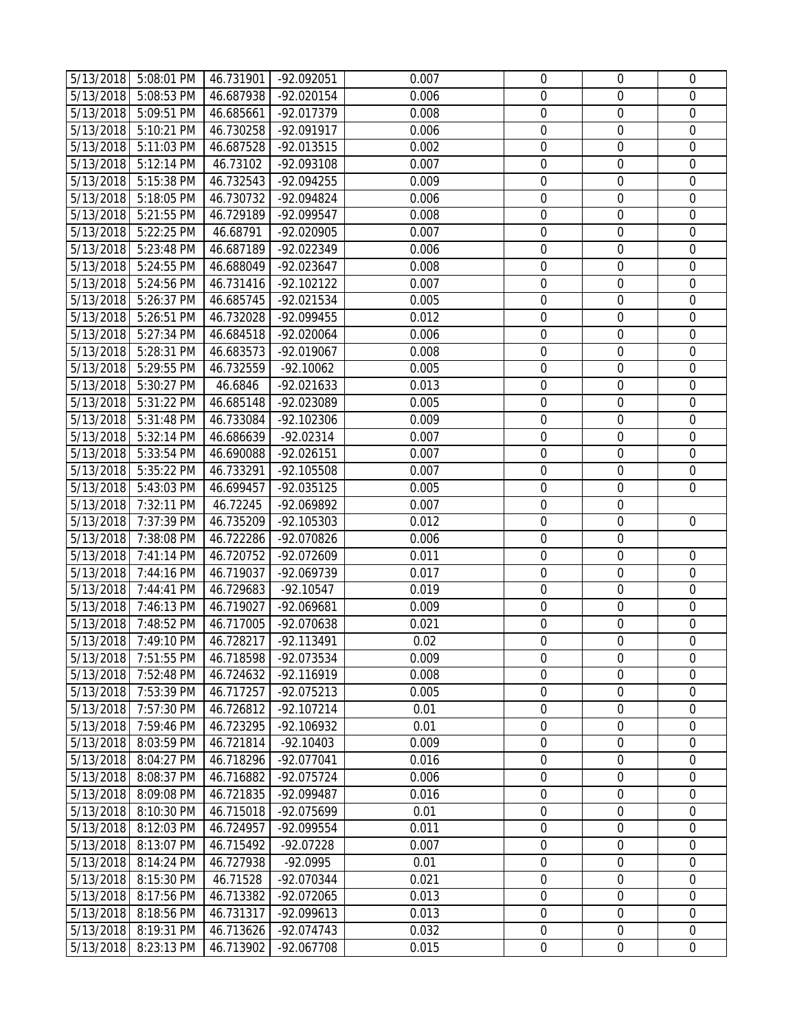| | | | | | | | |
|---|---|---|---|---|---|---|---|
| 5/13/2018 | 5:08:01 PM | 46.731901 | -92.092051 | 0.007 | 0 | 0 | 0 |
| 5/13/2018 | 5:08:53 PM | 46.687938 | -92.020154 | 0.006 | 0 | 0 | 0 |
| 5/13/2018 | 5:09:51 PM | 46.685661 | -92.017379 | 0.008 | 0 | 0 | 0 |
| 5/13/2018 | 5:10:21 PM | 46.730258 | -92.091917 | 0.006 | 0 | 0 | 0 |
| 5/13/2018 | 5:11:03 PM | 46.687528 | -92.013515 | 0.002 | 0 | 0 | 0 |
| 5/13/2018 | 5:12:14 PM | 46.73102 | -92.093108 | 0.007 | 0 | 0 | 0 |
| 5/13/2018 | 5:15:38 PM | 46.732543 | -92.094255 | 0.009 | 0 | 0 | 0 |
| 5/13/2018 | 5:18:05 PM | 46.730732 | -92.094824 | 0.006 | 0 | 0 | 0 |
| 5/13/2018 | 5:21:55 PM | 46.729189 | -92.099547 | 0.008 | 0 | 0 | 0 |
| 5/13/2018 | 5:22:25 PM | 46.68791 | -92.020905 | 0.007 | 0 | 0 | 0 |
| 5/13/2018 | 5:23:48 PM | 46.687189 | -92.022349 | 0.006 | 0 | 0 | 0 |
| 5/13/2018 | 5:24:55 PM | 46.688049 | -92.023647 | 0.008 | 0 | 0 | 0 |
| 5/13/2018 | 5:24:56 PM | 46.731416 | -92.102122 | 0.007 | 0 | 0 | 0 |
| 5/13/2018 | 5:26:37 PM | 46.685745 | -92.021534 | 0.005 | 0 | 0 | 0 |
| 5/13/2018 | 5:26:51 PM | 46.732028 | -92.099455 | 0.012 | 0 | 0 | 0 |
| 5/13/2018 | 5:27:34 PM | 46.684518 | -92.020064 | 0.006 | 0 | 0 | 0 |
| 5/13/2018 | 5:28:31 PM | 46.683573 | -92.019067 | 0.008 | 0 | 0 | 0 |
| 5/13/2018 | 5:29:55 PM | 46.732559 | -92.10062 | 0.005 | 0 | 0 | 0 |
| 5/13/2018 | 5:30:27 PM | 46.6846 | -92.021633 | 0.013 | 0 | 0 | 0 |
| 5/13/2018 | 5:31:22 PM | 46.685148 | -92.023089 | 0.005 | 0 | 0 | 0 |
| 5/13/2018 | 5:31:48 PM | 46.733084 | -92.102306 | 0.009 | 0 | 0 | 0 |
| 5/13/2018 | 5:32:14 PM | 46.686639 | -92.02314 | 0.007 | 0 | 0 | 0 |
| 5/13/2018 | 5:33:54 PM | 46.690088 | -92.026151 | 0.007 | 0 | 0 | 0 |
| 5/13/2018 | 5:35:22 PM | 46.733291 | -92.105508 | 0.007 | 0 | 0 | 0 |
| 5/13/2018 | 5:43:03 PM | 46.699457 | -92.035125 | 0.005 | 0 | 0 | 0 |
| 5/13/2018 | 7:32:11 PM | 46.72245 | -92.069892 | 0.007 | 0 | 0 | |
| 5/13/2018 | 7:37:39 PM | 46.735209 | -92.105303 | 0.012 | 0 | 0 | 0 |
| 5/13/2018 | 7:38:08 PM | 46.722286 | -92.070826 | 0.006 | 0 | 0 | |
| 5/13/2018 | 7:41:14 PM | 46.720752 | -92.072609 | 0.011 | 0 | 0 | 0 |
| 5/13/2018 | 7:44:16 PM | 46.719037 | -92.069739 | 0.017 | 0 | 0 | 0 |
| 5/13/2018 | 7:44:41 PM | 46.729683 | -92.10547 | 0.019 | 0 | 0 | 0 |
| 5/13/2018 | 7:46:13 PM | 46.719027 | -92.069681 | 0.009 | 0 | 0 | 0 |
| 5/13/2018 | 7:48:52 PM | 46.717005 | -92.070638 | 0.021 | 0 | 0 | 0 |
| 5/13/2018 | 7:49:10 PM | 46.728217 | -92.113491 | 0.02 | 0 | 0 | 0 |
| 5/13/2018 | 7:51:55 PM | 46.718598 | -92.073534 | 0.009 | 0 | 0 | 0 |
| 5/13/2018 | 7:52:48 PM | 46.724632 | -92.116919 | 0.008 | 0 | 0 | 0 |
| 5/13/2018 | 7:53:39 PM | 46.717257 | -92.075213 | 0.005 | 0 | 0 | 0 |
| 5/13/2018 | 7:57:30 PM | 46.726812 | -92.107214 | 0.01 | 0 | 0 | 0 |
| 5/13/2018 | 7:59:46 PM | 46.723295 | -92.106932 | 0.01 | 0 | 0 | 0 |
| 5/13/2018 | 8:03:59 PM | 46.721814 | -92.10403 | 0.009 | 0 | 0 | 0 |
| 5/13/2018 | 8:04:27 PM | 46.718296 | -92.077041 | 0.016 | 0 | 0 | 0 |
| 5/13/2018 | 8:08:37 PM | 46.716882 | -92.075724 | 0.006 | 0 | 0 | 0 |
| 5/13/2018 | 8:09:08 PM | 46.721835 | -92.099487 | 0.016 | 0 | 0 | 0 |
| 5/13/2018 | 8:10:30 PM | 46.715018 | -92.075699 | 0.01 | 0 | 0 | 0 |
| 5/13/2018 | 8:12:03 PM | 46.724957 | -92.099554 | 0.011 | 0 | 0 | 0 |
| 5/13/2018 | 8:13:07 PM | 46.715492 | -92.07228 | 0.007 | 0 | 0 | 0 |
| 5/13/2018 | 8:14:24 PM | 46.727938 | -92.0995 | 0.01 | 0 | 0 | 0 |
| 5/13/2018 | 8:15:30 PM | 46.71528 | -92.070344 | 0.021 | 0 | 0 | 0 |
| 5/13/2018 | 8:17:56 PM | 46.713382 | -92.072065 | 0.013 | 0 | 0 | 0 |
| 5/13/2018 | 8:18:56 PM | 46.731317 | -92.099613 | 0.013 | 0 | 0 | 0 |
| 5/13/2018 | 8:19:31 PM | 46.713626 | -92.074743 | 0.032 | 0 | 0 | 0 |
| 5/13/2018 | 8:23:13 PM | 46.713902 | -92.067708 | 0.015 | 0 | 0 | 0 |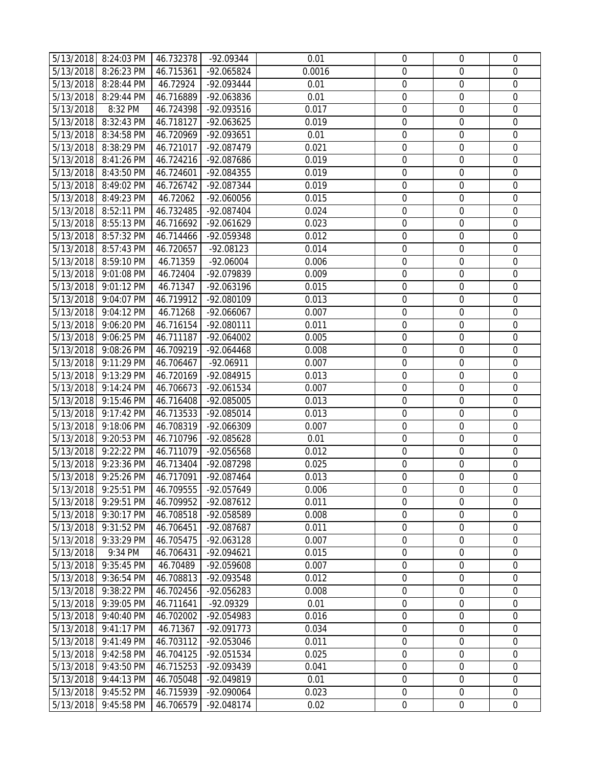| | | | | | | | |
|---|---|---|---|---|---|---|---|
| 5/13/2018 | 8:24:03 PM | 46.732378 | -92.09344 | 0.01 | 0 | 0 | 0 |
| 5/13/2018 | 8:26:23 PM | 46.715361 | -92.065824 | 0.0016 | 0 | 0 | 0 |
| 5/13/2018 | 8:28:44 PM | 46.72924 | -92.093444 | 0.01 | 0 | 0 | 0 |
| 5/13/2018 | 8:29:44 PM | 46.716889 | -92.063836 | 0.01 | 0 | 0 | 0 |
| 5/13/2018 | 8:32 PM | 46.724398 | -92.093516 | 0.017 | 0 | 0 | 0 |
| 5/13/2018 | 8:32:43 PM | 46.718127 | -92.063625 | 0.019 | 0 | 0 | 0 |
| 5/13/2018 | 8:34:58 PM | 46.720969 | -92.093651 | 0.01 | 0 | 0 | 0 |
| 5/13/2018 | 8:38:29 PM | 46.721017 | -92.087479 | 0.021 | 0 | 0 | 0 |
| 5/13/2018 | 8:41:26 PM | 46.724216 | -92.087686 | 0.019 | 0 | 0 | 0 |
| 5/13/2018 | 8:43:50 PM | 46.724601 | -92.084355 | 0.019 | 0 | 0 | 0 |
| 5/13/2018 | 8:49:02 PM | 46.726742 | -92.087344 | 0.019 | 0 | 0 | 0 |
| 5/13/2018 | 8:49:23 PM | 46.72062 | -92.060056 | 0.015 | 0 | 0 | 0 |
| 5/13/2018 | 8:52:11 PM | 46.732485 | -92.087404 | 0.024 | 0 | 0 | 0 |
| 5/13/2018 | 8:55:13 PM | 46.716692 | -92.061629 | 0.023 | 0 | 0 | 0 |
| 5/13/2018 | 8:57:32 PM | 46.714466 | -92.059348 | 0.012 | 0 | 0 | 0 |
| 5/13/2018 | 8:57:43 PM | 46.720657 | -92.08123 | 0.014 | 0 | 0 | 0 |
| 5/13/2018 | 8:59:10 PM | 46.71359 | -92.06004 | 0.006 | 0 | 0 | 0 |
| 5/13/2018 | 9:01:08 PM | 46.72404 | -92.079839 | 0.009 | 0 | 0 | 0 |
| 5/13/2018 | 9:01:12 PM | 46.71347 | -92.063196 | 0.015 | 0 | 0 | 0 |
| 5/13/2018 | 9:04:07 PM | 46.719912 | -92.080109 | 0.013 | 0 | 0 | 0 |
| 5/13/2018 | 9:04:12 PM | 46.71268 | -92.066067 | 0.007 | 0 | 0 | 0 |
| 5/13/2018 | 9:06:20 PM | 46.716154 | -92.080111 | 0.011 | 0 | 0 | 0 |
| 5/13/2018 | 9:06:25 PM | 46.711187 | -92.064002 | 0.005 | 0 | 0 | 0 |
| 5/13/2018 | 9:08:26 PM | 46.709219 | -92.064468 | 0.008 | 0 | 0 | 0 |
| 5/13/2018 | 9:11:29 PM | 46.706467 | -92.06911 | 0.007 | 0 | 0 | 0 |
| 5/13/2018 | 9:13:29 PM | 46.720169 | -92.084915 | 0.013 | 0 | 0 | 0 |
| 5/13/2018 | 9:14:24 PM | 46.706673 | -92.061534 | 0.007 | 0 | 0 | 0 |
| 5/13/2018 | 9:15:46 PM | 46.716408 | -92.085005 | 0.013 | 0 | 0 | 0 |
| 5/13/2018 | 9:17:42 PM | 46.713533 | -92.085014 | 0.013 | 0 | 0 | 0 |
| 5/13/2018 | 9:18:06 PM | 46.708319 | -92.066309 | 0.007 | 0 | 0 | 0 |
| 5/13/2018 | 9:20:53 PM | 46.710796 | -92.085628 | 0.01 | 0 | 0 | 0 |
| 5/13/2018 | 9:22:22 PM | 46.711079 | -92.056568 | 0.012 | 0 | 0 | 0 |
| 5/13/2018 | 9:23:36 PM | 46.713404 | -92.087298 | 0.025 | 0 | 0 | 0 |
| 5/13/2018 | 9:25:26 PM | 46.717091 | -92.087464 | 0.013 | 0 | 0 | 0 |
| 5/13/2018 | 9:25:51 PM | 46.709555 | -92.057649 | 0.006 | 0 | 0 | 0 |
| 5/13/2018 | 9:29:51 PM | 46.709952 | -92.087612 | 0.011 | 0 | 0 | 0 |
| 5/13/2018 | 9:30:17 PM | 46.708518 | -92.058589 | 0.008 | 0 | 0 | 0 |
| 5/13/2018 | 9:31:52 PM | 46.706451 | -92.087687 | 0.011 | 0 | 0 | 0 |
| 5/13/2018 | 9:33:29 PM | 46.705475 | -92.063128 | 0.007 | 0 | 0 | 0 |
| 5/13/2018 | 9:34 PM | 46.706431 | -92.094621 | 0.015 | 0 | 0 | 0 |
| 5/13/2018 | 9:35:45 PM | 46.70489 | -92.059608 | 0.007 | 0 | 0 | 0 |
| 5/13/2018 | 9:36:54 PM | 46.708813 | -92.093548 | 0.012 | 0 | 0 | 0 |
| 5/13/2018 | 9:38:22 PM | 46.702456 | -92.056283 | 0.008 | 0 | 0 | 0 |
| 5/13/2018 | 9:39:05 PM | 46.711641 | -92.09329 | 0.01 | 0 | 0 | 0 |
| 5/13/2018 | 9:40:40 PM | 46.702002 | -92.054983 | 0.016 | 0 | 0 | 0 |
| 5/13/2018 | 9:41:17 PM | 46.71367 | -92.091773 | 0.034 | 0 | 0 | 0 |
| 5/13/2018 | 9:41:49 PM | 46.703112 | -92.053046 | 0.011 | 0 | 0 | 0 |
| 5/13/2018 | 9:42:58 PM | 46.704125 | -92.051534 | 0.025 | 0 | 0 | 0 |
| 5/13/2018 | 9:43:50 PM | 46.715253 | -92.093439 | 0.041 | 0 | 0 | 0 |
| 5/13/2018 | 9:44:13 PM | 46.705048 | -92.049819 | 0.01 | 0 | 0 | 0 |
| 5/13/2018 | 9:45:52 PM | 46.715939 | -92.090064 | 0.023 | 0 | 0 | 0 |
| 5/13/2018 | 9:45:58 PM | 46.706579 | -92.048174 | 0.02 | 0 | 0 | 0 |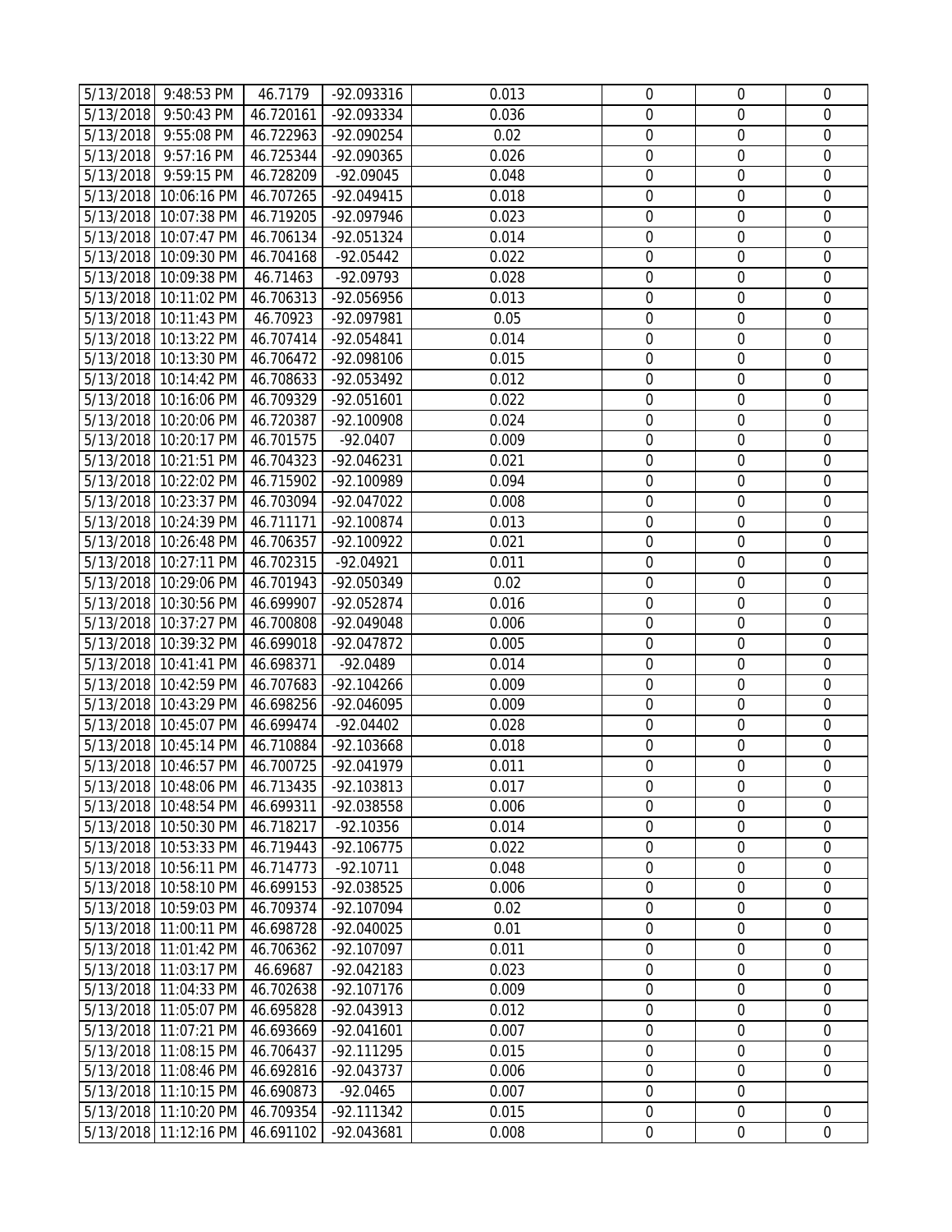| | | | | | | | |
|---|---|---|---|---|---|---|---|
| 5/13/2018 | 9:48:53 PM | 46.7179 | -92.093316 | 0.013 | 0 | 0 | 0 |
| 5/13/2018 | 9:50:43 PM | 46.720161 | -92.093334 | 0.036 | 0 | 0 | 0 |
| 5/13/2018 | 9:55:08 PM | 46.722963 | -92.090254 | 0.02 | 0 | 0 | 0 |
| 5/13/2018 | 9:57:16 PM | 46.725344 | -92.090365 | 0.026 | 0 | 0 | 0 |
| 5/13/2018 | 9:59:15 PM | 46.728209 | -92.09045 | 0.048 | 0 | 0 | 0 |
| 5/13/2018 | 10:06:16 PM | 46.707265 | -92.049415 | 0.018 | 0 | 0 | 0 |
| 5/13/2018 | 10:07:38 PM | 46.719205 | -92.097946 | 0.023 | 0 | 0 | 0 |
| 5/13/2018 | 10:07:47 PM | 46.706134 | -92.051324 | 0.014 | 0 | 0 | 0 |
| 5/13/2018 | 10:09:30 PM | 46.704168 | -92.05442 | 0.022 | 0 | 0 | 0 |
| 5/13/2018 | 10:09:38 PM | 46.71463 | -92.09793 | 0.028 | 0 | 0 | 0 |
| 5/13/2018 | 10:11:02 PM | 46.706313 | -92.056956 | 0.013 | 0 | 0 | 0 |
| 5/13/2018 | 10:11:43 PM | 46.70923 | -92.097981 | 0.05 | 0 | 0 | 0 |
| 5/13/2018 | 10:13:22 PM | 46.707414 | -92.054841 | 0.014 | 0 | 0 | 0 |
| 5/13/2018 | 10:13:30 PM | 46.706472 | -92.098106 | 0.015 | 0 | 0 | 0 |
| 5/13/2018 | 10:14:42 PM | 46.708633 | -92.053492 | 0.012 | 0 | 0 | 0 |
| 5/13/2018 | 10:16:06 PM | 46.709329 | -92.051601 | 0.022 | 0 | 0 | 0 |
| 5/13/2018 | 10:20:06 PM | 46.720387 | -92.100908 | 0.024 | 0 | 0 | 0 |
| 5/13/2018 | 10:20:17 PM | 46.701575 | -92.0407 | 0.009 | 0 | 0 | 0 |
| 5/13/2018 | 10:21:51 PM | 46.704323 | -92.046231 | 0.021 | 0 | 0 | 0 |
| 5/13/2018 | 10:22:02 PM | 46.715902 | -92.100989 | 0.094 | 0 | 0 | 0 |
| 5/13/2018 | 10:23:37 PM | 46.703094 | -92.047022 | 0.008 | 0 | 0 | 0 |
| 5/13/2018 | 10:24:39 PM | 46.711171 | -92.100874 | 0.013 | 0 | 0 | 0 |
| 5/13/2018 | 10:26:48 PM | 46.706357 | -92.100922 | 0.021 | 0 | 0 | 0 |
| 5/13/2018 | 10:27:11 PM | 46.702315 | -92.04921 | 0.011 | 0 | 0 | 0 |
| 5/13/2018 | 10:29:06 PM | 46.701943 | -92.050349 | 0.02 | 0 | 0 | 0 |
| 5/13/2018 | 10:30:56 PM | 46.699907 | -92.052874 | 0.016 | 0 | 0 | 0 |
| 5/13/2018 | 10:37:27 PM | 46.700808 | -92.049048 | 0.006 | 0 | 0 | 0 |
| 5/13/2018 | 10:39:32 PM | 46.699018 | -92.047872 | 0.005 | 0 | 0 | 0 |
| 5/13/2018 | 10:41:41 PM | 46.698371 | -92.0489 | 0.014 | 0 | 0 | 0 |
| 5/13/2018 | 10:42:59 PM | 46.707683 | -92.104266 | 0.009 | 0 | 0 | 0 |
| 5/13/2018 | 10:43:29 PM | 46.698256 | -92.046095 | 0.009 | 0 | 0 | 0 |
| 5/13/2018 | 10:45:07 PM | 46.699474 | -92.04402 | 0.028 | 0 | 0 | 0 |
| 5/13/2018 | 10:45:14 PM | 46.710884 | -92.103668 | 0.018 | 0 | 0 | 0 |
| 5/13/2018 | 10:46:57 PM | 46.700725 | -92.041979 | 0.011 | 0 | 0 | 0 |
| 5/13/2018 | 10:48:06 PM | 46.713435 | -92.103813 | 0.017 | 0 | 0 | 0 |
| 5/13/2018 | 10:48:54 PM | 46.699311 | -92.038558 | 0.006 | 0 | 0 | 0 |
| 5/13/2018 | 10:50:30 PM | 46.718217 | -92.10356 | 0.014 | 0 | 0 | 0 |
| 5/13/2018 | 10:53:33 PM | 46.719443 | -92.106775 | 0.022 | 0 | 0 | 0 |
| 5/13/2018 | 10:56:11 PM | 46.714773 | -92.10711 | 0.048 | 0 | 0 | 0 |
| 5/13/2018 | 10:58:10 PM | 46.699153 | -92.038525 | 0.006 | 0 | 0 | 0 |
| 5/13/2018 | 10:59:03 PM | 46.709374 | -92.107094 | 0.02 | 0 | 0 | 0 |
| 5/13/2018 | 11:00:11 PM | 46.698728 | -92.040025 | 0.01 | 0 | 0 | 0 |
| 5/13/2018 | 11:01:42 PM | 46.706362 | -92.107097 | 0.011 | 0 | 0 | 0 |
| 5/13/2018 | 11:03:17 PM | 46.69687 | -92.042183 | 0.023 | 0 | 0 | 0 |
| 5/13/2018 | 11:04:33 PM | 46.702638 | -92.107176 | 0.009 | 0 | 0 | 0 |
| 5/13/2018 | 11:05:07 PM | 46.695828 | -92.043913 | 0.012 | 0 | 0 | 0 |
| 5/13/2018 | 11:07:21 PM | 46.693669 | -92.041601 | 0.007 | 0 | 0 | 0 |
| 5/13/2018 | 11:08:15 PM | 46.706437 | -92.111295 | 0.015 | 0 | 0 | 0 |
| 5/13/2018 | 11:08:46 PM | 46.692816 | -92.043737 | 0.006 | 0 | 0 | 0 |
| 5/13/2018 | 11:10:15 PM | 46.690873 | -92.0465 | 0.007 | 0 | 0 | |
| 5/13/2018 | 11:10:20 PM | 46.709354 | -92.111342 | 0.015 | 0 | 0 | 0 |
| 5/13/2018 | 11:12:16 PM | 46.691102 | -92.043681 | 0.008 | 0 | 0 | 0 |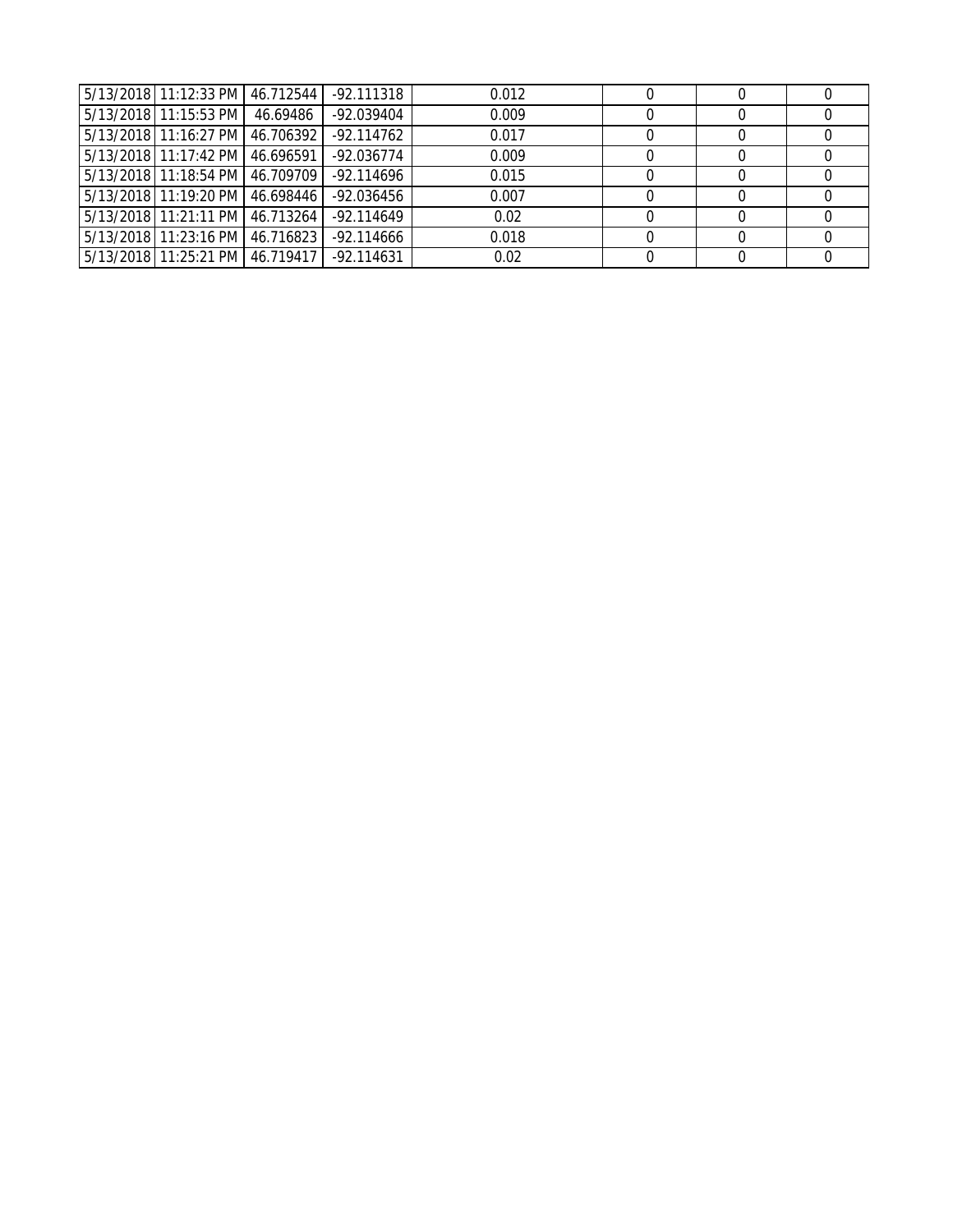| | | | | | | | |
|---|---|---|---|---|---|---|---|
| 5/13/2018 | 11:12:33 PM | 46.712544 | -92.111318 | 0.012 | 0 | 0 | 0 |
| 5/13/2018 | 11:15:53 PM | 46.69486 | -92.039404 | 0.009 | 0 | 0 | 0 |
| 5/13/2018 | 11:16:27 PM | 46.706392 | -92.114762 | 0.017 | 0 | 0 | 0 |
| 5/13/2018 | 11:17:42 PM | 46.696591 | -92.036774 | 0.009 | 0 | 0 | 0 |
| 5/13/2018 | 11:18:54 PM | 46.709709 | -92.114696 | 0.015 | 0 | 0 | 0 |
| 5/13/2018 | 11:19:20 PM | 46.698446 | -92.036456 | 0.007 | 0 | 0 | 0 |
| 5/13/2018 | 11:21:11 PM | 46.713264 | -92.114649 | 0.02 | 0 | 0 | 0 |
| 5/13/2018 | 11:23:16 PM | 46.716823 | -92.114666 | 0.018 | 0 | 0 | 0 |
| 5/13/2018 | 11:25:21 PM | 46.719417 | -92.114631 | 0.02 | 0 | 0 | 0 |